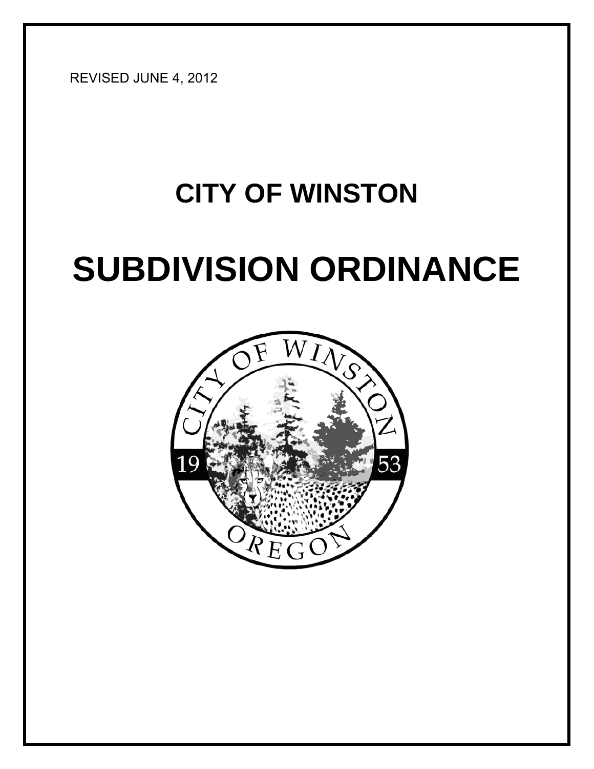REVISED JUNE 4, 2012

# CITY OF WINSTON

# SUBDIVISION ORDINANCE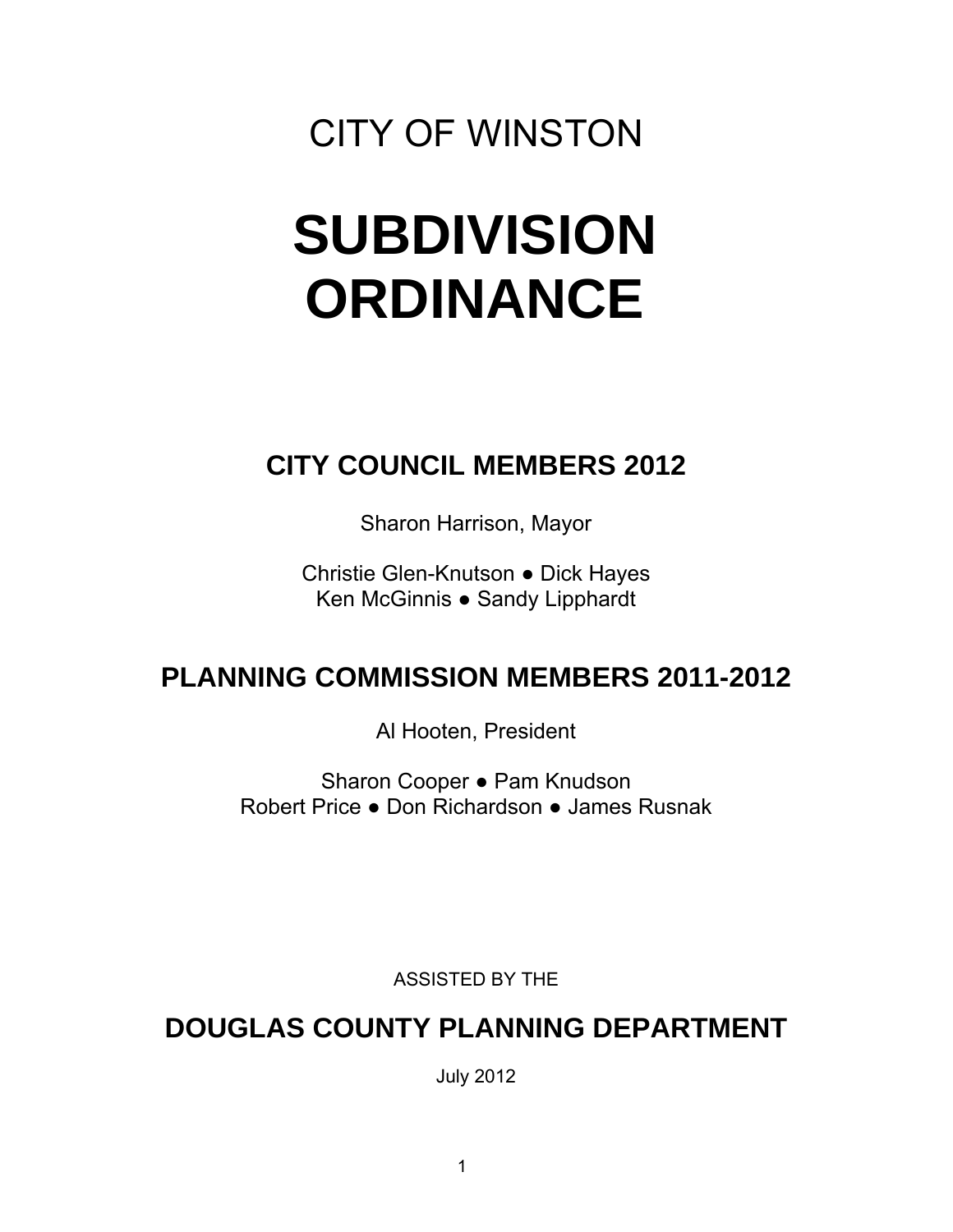CITY OF WINSTON

# SUBDIVISION ORDINANCE

## CITY COUNCIL MEMBERS 2012

Sharon Harrison, Mayor

Christie Glen-Knutson ● Dick Hayes
Ken McGinnis ● Sandy Lipphardt

## PLANNING COMMISSION MEMBERS 2011-2012

Al Hooten, President

Sharon Cooper ● Pam Knudson
Robert Price ● Don Richardson ● James Rusnak

ASSISTED BY THE

## DOUGLAS COUNTY PLANNING DEPARTMENT

July 2012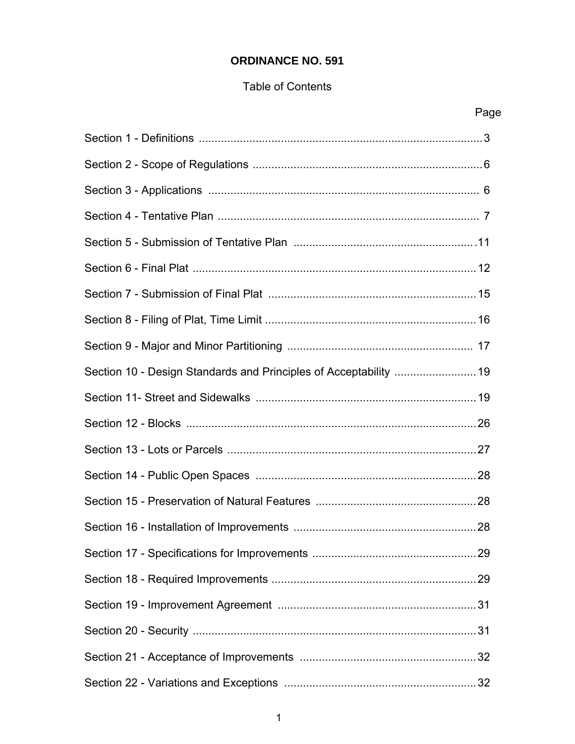**ORDINANCE NO. 591**

Table of Contents

| | Page |
|---|---|
| Section 1 - Definitions | 3 |
| Section 2 - Scope of Regulations | 6 |
| Section 3 - Applications | 6 |
| Section 4 - Tentative Plan | 7 |
| Section 5 - Submission of Tentative Plan | 11 |
| Section 6 - Final Plat | 12 |
| Section 7 - Submission of Final Plat | 15 |
| Section 8 - Filing of Plat, Time Limit | 16 |
| Section 9 - Major and Minor Partitioning | 17 |
| Section 10 - Design Standards and Principles of Acceptability | 19 |
| Section 11- Street and Sidewalks | 19 |
| Section 12 - Blocks | 26 |
| Section 13 - Lots or Parcels | 27 |
| Section 14 - Public Open Spaces | 28 |
| Section 15 - Preservation of Natural Features | 28 |
| Section 16 - Installation of Improvements | 28 |
| Section 17 - Specifications for Improvements | 29 |
| Section 18 - Required Improvements | 29 |
| Section 19 - Improvement Agreement | 31 |
| Section 20 - Security | 31 |
| Section 21 - Acceptance of Improvements | 32 |
| Section 22 - Variations and Exceptions | 32 |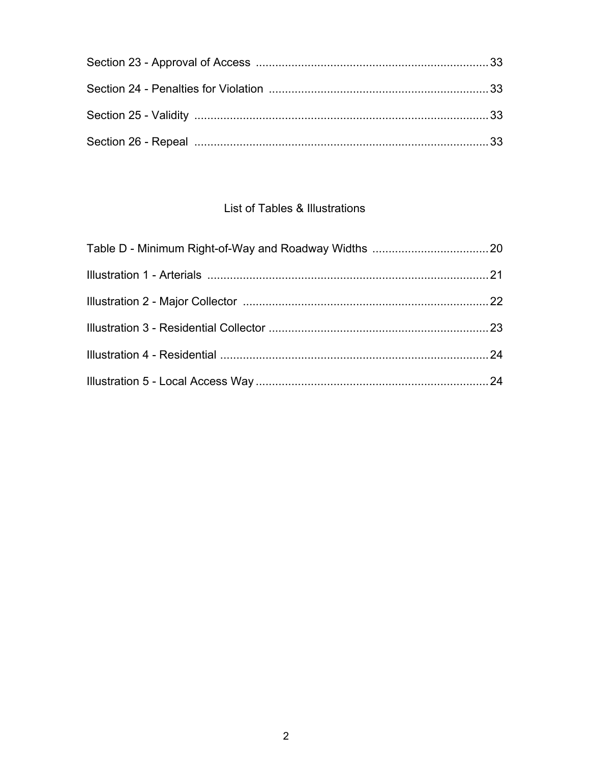Section 23 - Approval of Access ........................................................................ 33

Section 24 - Penalties for Violation .................................................................... 33

Section 25 - Validity ........................................................................................... 33

Section 26 - Repeal ............................................................................................ 33

## List of Tables & Illustrations

Table D - Minimum Right-of-Way and Roadway Widths .................................... 20

Illustration 1 - Arterials ....................................................................................... 21

Illustration 2 - Major Collector ............................................................................ 22

Illustration 3 - Residential Collector .................................................................... 23

Illustration 4 - Residential ................................................................................... 24

Illustration 5 - Local Access Way ........................................................................ 24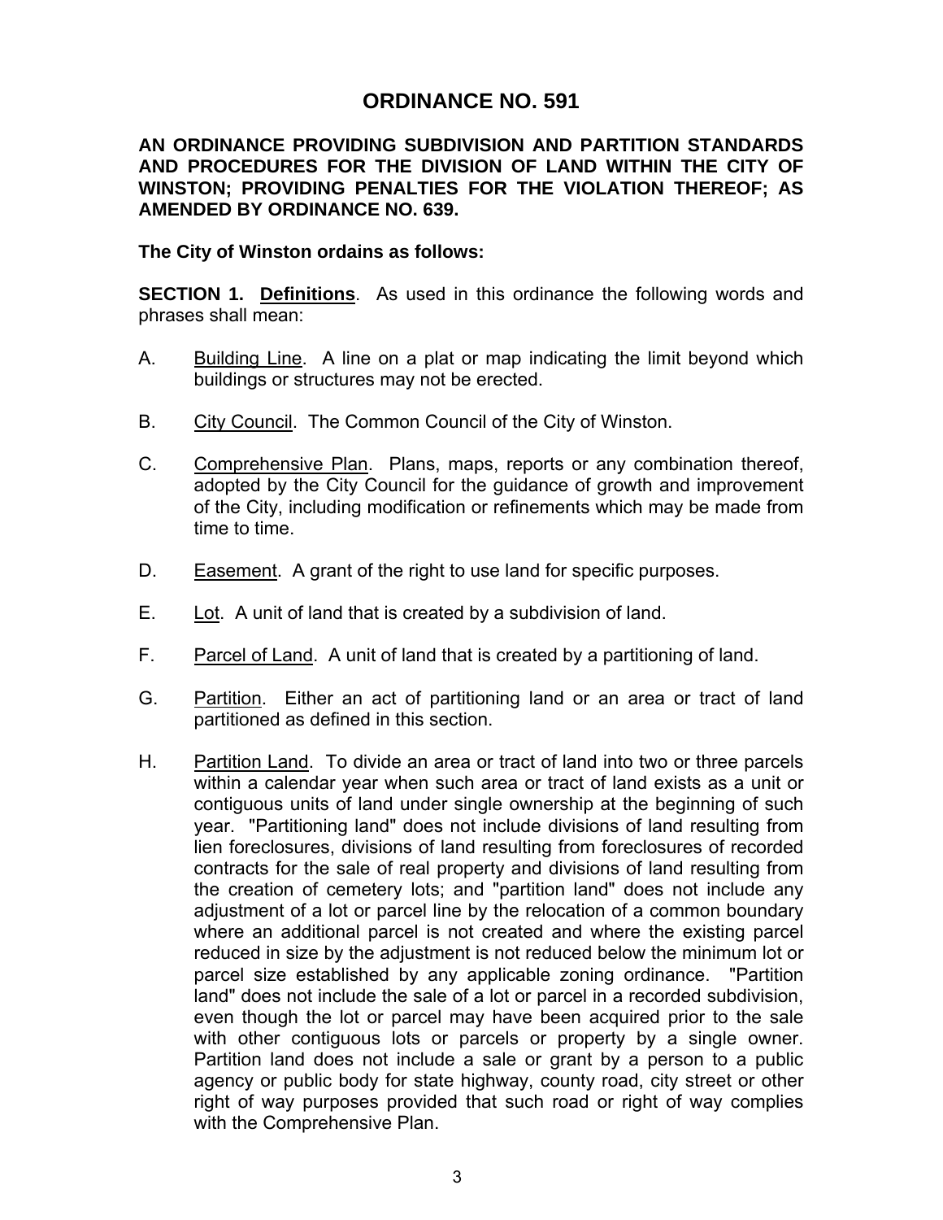# ORDINANCE NO. 591

**AN ORDINANCE PROVIDING SUBDIVISION AND PARTITION STANDARDS AND PROCEDURES FOR THE DIVISION OF LAND WITHIN THE CITY OF WINSTON; PROVIDING PENALTIES FOR THE VIOLATION THEREOF; AS AMENDED BY ORDINANCE NO. 639.**

**The City of Winston ordains as follows:**

**SECTION 1. Definitions**. As used in this ordinance the following words and phrases shall mean:

A. Building Line. A line on a plat or map indicating the limit beyond which buildings or structures may not be erected.

B. City Council. The Common Council of the City of Winston.

C. Comprehensive Plan. Plans, maps, reports or any combination thereof, adopted by the City Council for the guidance of growth and improvement of the City, including modification or refinements which may be made from time to time.

D. Easement. A grant of the right to use land for specific purposes.

E. Lot. A unit of land that is created by a subdivision of land.

F. Parcel of Land. A unit of land that is created by a partitioning of land.

G. Partition. Either an act of partitioning land or an area or tract of land partitioned as defined in this section.

H. Partition Land. To divide an area or tract of land into two or three parcels within a calendar year when such area or tract of land exists as a unit or contiguous units of land under single ownership at the beginning of such year. "Partitioning land" does not include divisions of land resulting from lien foreclosures, divisions of land resulting from foreclosures of recorded contracts for the sale of real property and divisions of land resulting from the creation of cemetery lots; and "partition land" does not include any adjustment of a lot or parcel line by the relocation of a common boundary where an additional parcel is not created and where the existing parcel reduced in size by the adjustment is not reduced below the minimum lot or parcel size established by any applicable zoning ordinance. "Partition land" does not include the sale of a lot or parcel in a recorded subdivision, even though the lot or parcel may have been acquired prior to the sale with other contiguous lots or parcels or property by a single owner. Partition land does not include a sale or grant by a person to a public agency or public body for state highway, county road, city street or other right of way purposes provided that such road or right of way complies with the Comprehensive Plan.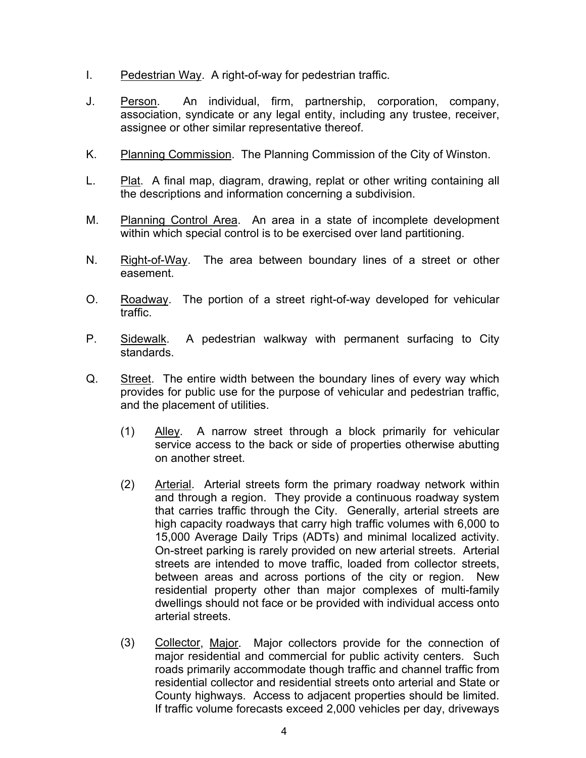I. Pedestrian Way. A right-of-way for pedestrian traffic.

J. Person. An individual, firm, partnership, corporation, company, association, syndicate or any legal entity, including any trustee, receiver, assignee or other similar representative thereof.

K. Planning Commission. The Planning Commission of the City of Winston.

L. Plat. A final map, diagram, drawing, replat or other writing containing all the descriptions and information concerning a subdivision.

M. Planning Control Area. An area in a state of incomplete development within which special control is to be exercised over land partitioning.

N. Right-of-Way. The area between boundary lines of a street or other easement.

O. Roadway. The portion of a street right-of-way developed for vehicular traffic.

P. Sidewalk. A pedestrian walkway with permanent surfacing to City standards.

Q. Street. The entire width between the boundary lines of every way which provides for public use for the purpose of vehicular and pedestrian traffic, and the placement of utilities.

(1) Alley. A narrow street through a block primarily for vehicular service access to the back or side of properties otherwise abutting on another street.

(2) Arterial. Arterial streets form the primary roadway network within and through a region. They provide a continuous roadway system that carries traffic through the City. Generally, arterial streets are high capacity roadways that carry high traffic volumes with 6,000 to 15,000 Average Daily Trips (ADTs) and minimal localized activity. On-street parking is rarely provided on new arterial streets. Arterial streets are intended to move traffic, loaded from collector streets, between areas and across portions of the city or region. New residential property other than major complexes of multi-family dwellings should not face or be provided with individual access onto arterial streets.

(3) Collector, Major. Major collectors provide for the connection of major residential and commercial for public activity centers. Such roads primarily accommodate though traffic and channel traffic from residential collector and residential streets onto arterial and State or County highways. Access to adjacent properties should be limited. If traffic volume forecasts exceed 2,000 vehicles per day, driveways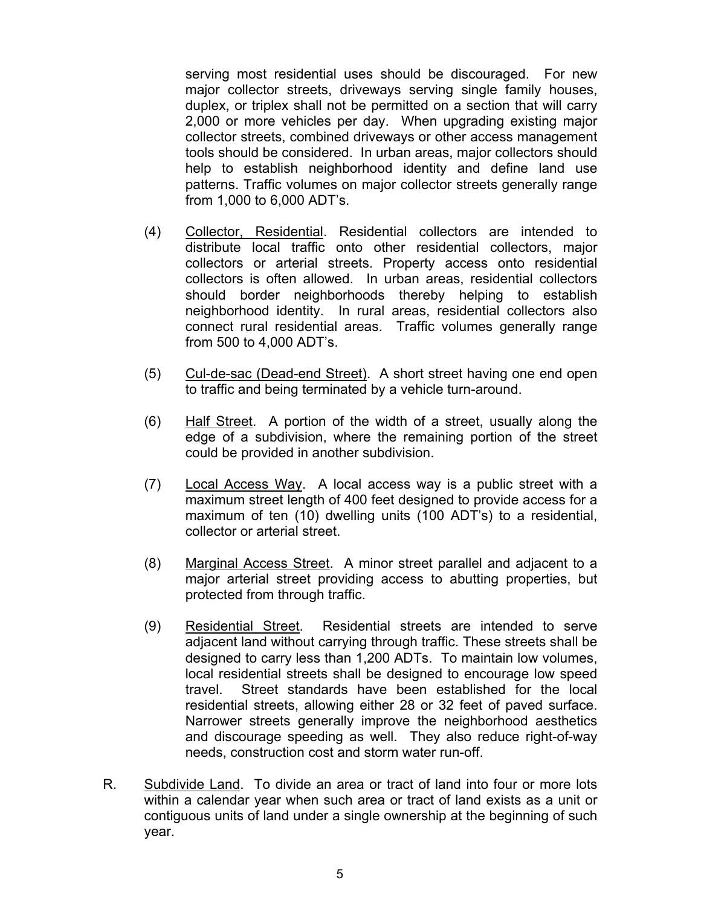serving most residential uses should be discouraged. For new major collector streets, driveways serving single family houses, duplex, or triplex shall not be permitted on a section that will carry 2,000 or more vehicles per day. When upgrading existing major collector streets, combined driveways or other access management tools should be considered. In urban areas, major collectors should help to establish neighborhood identity and define land use patterns. Traffic volumes on major collector streets generally range from 1,000 to 6,000 ADT's.

(4) Collector, Residential. Residential collectors are intended to distribute local traffic onto other residential collectors, major collectors or arterial streets. Property access onto residential collectors is often allowed. In urban areas, residential collectors should border neighborhoods thereby helping to establish neighborhood identity. In rural areas, residential collectors also connect rural residential areas. Traffic volumes generally range from 500 to 4,000 ADT's.

(5) Cul-de-sac (Dead-end Street). A short street having one end open to traffic and being terminated by a vehicle turn-around.

(6) Half Street. A portion of the width of a street, usually along the edge of a subdivision, where the remaining portion of the street could be provided in another subdivision.

(7) Local Access Way. A local access way is a public street with a maximum street length of 400 feet designed to provide access for a maximum of ten (10) dwelling units (100 ADT's) to a residential, collector or arterial street.

(8) Marginal Access Street. A minor street parallel and adjacent to a major arterial street providing access to abutting properties, but protected from through traffic.

(9) Residential Street. Residential streets are intended to serve adjacent land without carrying through traffic. These streets shall be designed to carry less than 1,200 ADTs. To maintain low volumes, local residential streets shall be designed to encourage low speed travel. Street standards have been established for the local residential streets, allowing either 28 or 32 feet of paved surface. Narrower streets generally improve the neighborhood aesthetics and discourage speeding as well. They also reduce right-of-way needs, construction cost and storm water run-off.

R. Subdivide Land. To divide an area or tract of land into four or more lots within a calendar year when such area or tract of land exists as a unit or contiguous units of land under a single ownership at the beginning of such year.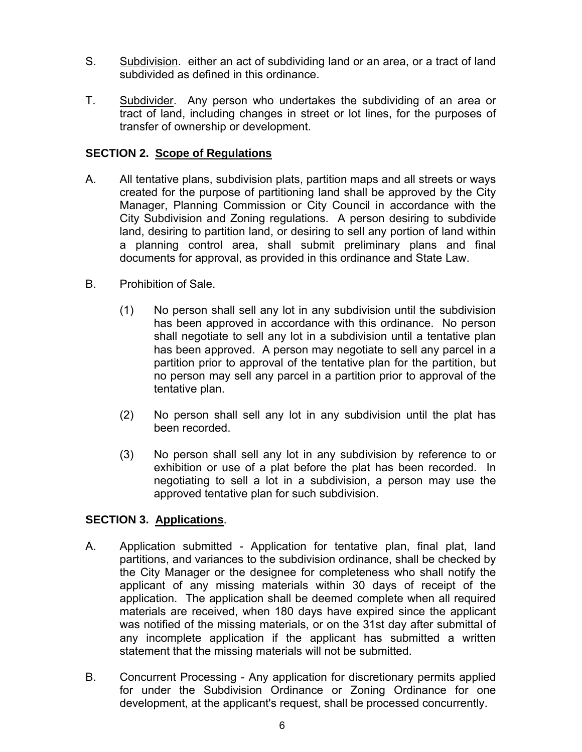S. Subdivision. either an act of subdividing land or an area, or a tract of land subdivided as defined in this ordinance.

T. Subdivider. Any person who undertakes the subdividing of an area or tract of land, including changes in street or lot lines, for the purposes of transfer of ownership or development.

## SECTION 2. Scope of Regulations

A. All tentative plans, subdivision plats, partition maps and all streets or ways created for the purpose of partitioning land shall be approved by the City Manager, Planning Commission or City Council in accordance with the City Subdivision and Zoning regulations. A person desiring to subdivide land, desiring to partition land, or desiring to sell any portion of land within a planning control area, shall submit preliminary plans and final documents for approval, as provided in this ordinance and State Law.

B. Prohibition of Sale.

(1) No person shall sell any lot in any subdivision until the subdivision has been approved in accordance with this ordinance. No person shall negotiate to sell any lot in a subdivision until a tentative plan has been approved. A person may negotiate to sell any parcel in a partition prior to approval of the tentative plan for the partition, but no person may sell any parcel in a partition prior to approval of the tentative plan.

(2) No person shall sell any lot in any subdivision until the plat has been recorded.

(3) No person shall sell any lot in any subdivision by reference to or exhibition or use of a plat before the plat has been recorded. In negotiating to sell a lot in a subdivision, a person may use the approved tentative plan for such subdivision.

## SECTION 3. Applications.

A. Application submitted - Application for tentative plan, final plat, land partitions, and variances to the subdivision ordinance, shall be checked by the City Manager or the designee for completeness who shall notify the applicant of any missing materials within 30 days of receipt of the application. The application shall be deemed complete when all required materials are received, when 180 days have expired since the applicant was notified of the missing materials, or on the 31st day after submittal of any incomplete application if the applicant has submitted a written statement that the missing materials will not be submitted.

B. Concurrent Processing - Any application for discretionary permits applied for under the Subdivision Ordinance or Zoning Ordinance for one development, at the applicant's request, shall be processed concurrently.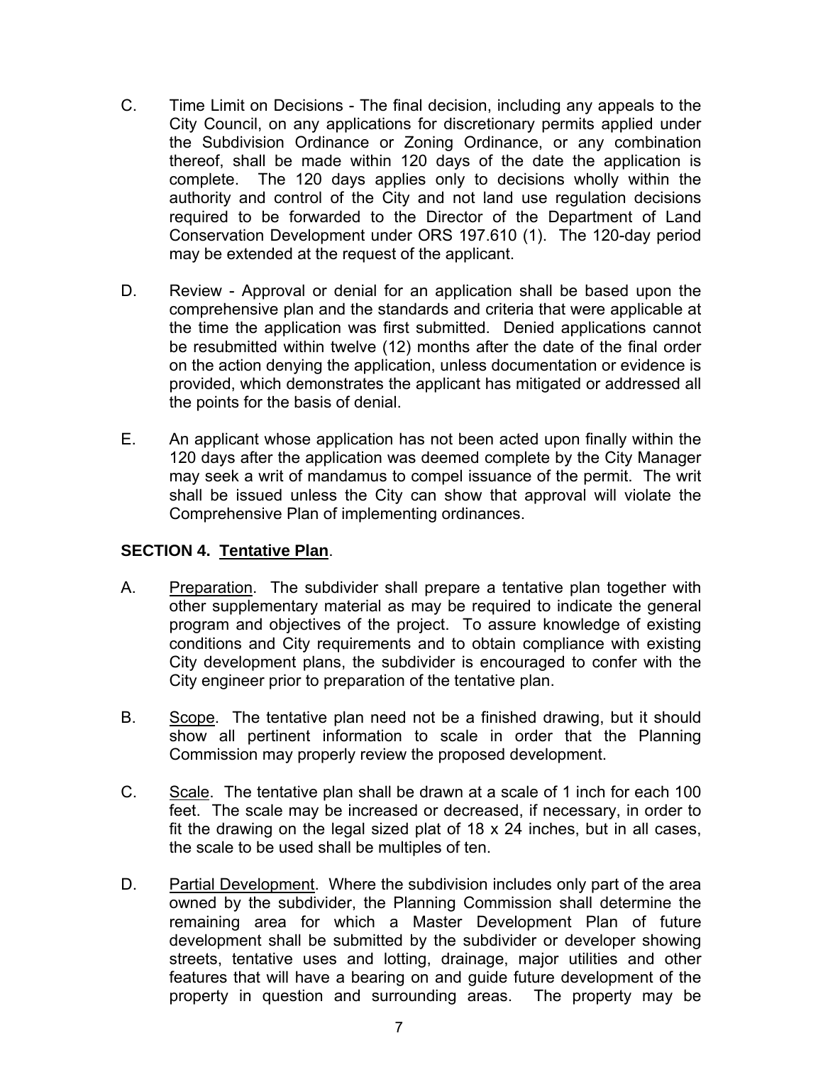C. Time Limit on Decisions - The final decision, including any appeals to the City Council, on any applications for discretionary permits applied under the Subdivision Ordinance or Zoning Ordinance, or any combination thereof, shall be made within 120 days of the date the application is complete. The 120 days applies only to decisions wholly within the authority and control of the City and not land use regulation decisions required to be forwarded to the Director of the Department of Land Conservation Development under ORS 197.610 (1). The 120-day period may be extended at the request of the applicant.

D. Review - Approval or denial for an application shall be based upon the comprehensive plan and the standards and criteria that were applicable at the time the application was first submitted. Denied applications cannot be resubmitted within twelve (12) months after the date of the final order on the action denying the application, unless documentation or evidence is provided, which demonstrates the applicant has mitigated or addressed all the points for the basis of denial.

E. An applicant whose application has not been acted upon finally within the 120 days after the application was deemed complete by the City Manager may seek a writ of mandamus to compel issuance of the permit. The writ shall be issued unless the City can show that approval will violate the Comprehensive Plan of implementing ordinances.

**SECTION 4. Tentative Plan**.

A. Preparation. The subdivider shall prepare a tentative plan together with other supplementary material as may be required to indicate the general program and objectives of the project. To assure knowledge of existing conditions and City requirements and to obtain compliance with existing City development plans, the subdivider is encouraged to confer with the City engineer prior to preparation of the tentative plan.

B. Scope. The tentative plan need not be a finished drawing, but it should show all pertinent information to scale in order that the Planning Commission may properly review the proposed development.

C. Scale. The tentative plan shall be drawn at a scale of 1 inch for each 100 feet. The scale may be increased or decreased, if necessary, in order to fit the drawing on the legal sized plat of 18 x 24 inches, but in all cases, the scale to be used shall be multiples of ten.

D. Partial Development. Where the subdivision includes only part of the area owned by the subdivider, the Planning Commission shall determine the remaining area for which a Master Development Plan of future development shall be submitted by the subdivider or developer showing streets, tentative uses and lotting, drainage, major utilities and other features that will have a bearing on and guide future development of the property in question and surrounding areas. The property may be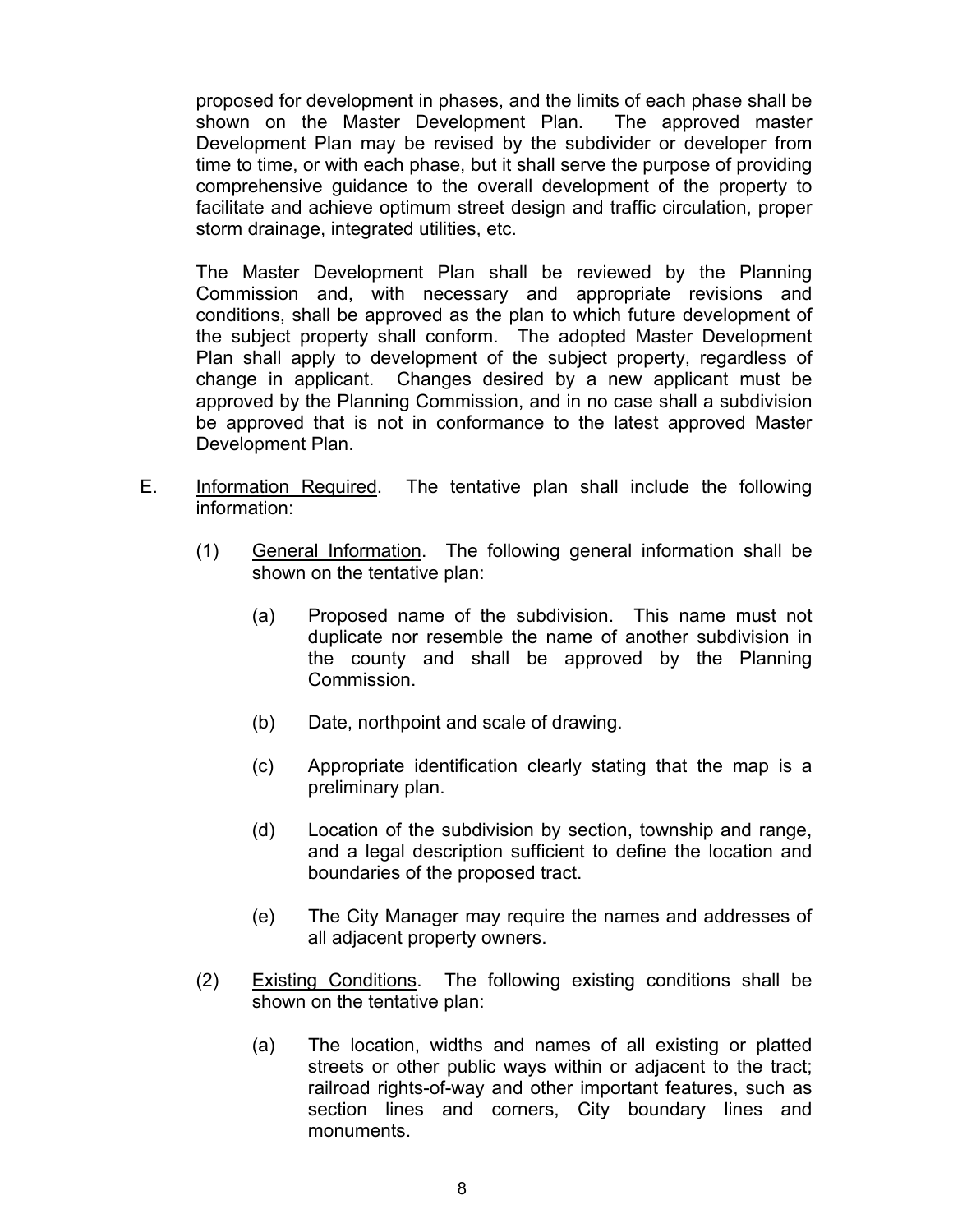proposed for development in phases, and the limits of each phase shall be shown on the Master Development Plan. The approved master Development Plan may be revised by the subdivider or developer from time to time, or with each phase, but it shall serve the purpose of providing comprehensive guidance to the overall development of the property to facilitate and achieve optimum street design and traffic circulation, proper storm drainage, integrated utilities, etc.

The Master Development Plan shall be reviewed by the Planning Commission and, with necessary and appropriate revisions and conditions, shall be approved as the plan to which future development of the subject property shall conform. The adopted Master Development Plan shall apply to development of the subject property, regardless of change in applicant. Changes desired by a new applicant must be approved by the Planning Commission, and in no case shall a subdivision be approved that is not in conformance to the latest approved Master Development Plan.

E. Information Required. The tentative plan shall include the following information:

(1) General Information. The following general information shall be shown on the tentative plan:

(a) Proposed name of the subdivision. This name must not duplicate nor resemble the name of another subdivision in the county and shall be approved by the Planning Commission.

(b) Date, northpoint and scale of drawing.

(c) Appropriate identification clearly stating that the map is a preliminary plan.

(d) Location of the subdivision by section, township and range, and a legal description sufficient to define the location and boundaries of the proposed tract.

(e) The City Manager may require the names and addresses of all adjacent property owners.

(2) Existing Conditions. The following existing conditions shall be shown on the tentative plan:

(a) The location, widths and names of all existing or platted streets or other public ways within or adjacent to the tract; railroad rights-of-way and other important features, such as section lines and corners, City boundary lines and monuments.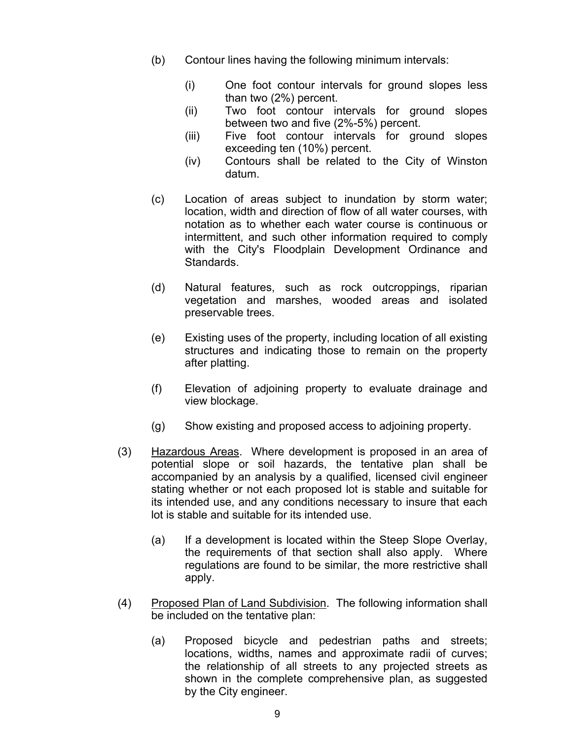(b) Contour lines having the following minimum intervals:

   (i) One foot contour intervals for ground slopes less than two (2%) percent.
   (ii) Two foot contour intervals for ground slopes between two and five (2%-5%) percent.
   (iii) Five foot contour intervals for ground slopes exceeding ten (10%) percent.
   (iv) Contours shall be related to the City of Winston datum.

(c) Location of areas subject to inundation by storm water; location, width and direction of flow of all water courses, with notation as to whether each water course is continuous or intermittent, and such other information required to comply with the City's Floodplain Development Ordinance and Standards.

(d) Natural features, such as rock outcroppings, riparian vegetation and marshes, wooded areas and isolated preservable trees.

(e) Existing uses of the property, including location of all existing structures and indicating those to remain on the property after platting.

(f) Elevation of adjoining property to evaluate drainage and view blockage.

(g) Show existing and proposed access to adjoining property.

(3) Hazardous Areas. Where development is proposed in an area of potential slope or soil hazards, the tentative plan shall be accompanied by an analysis by a qualified, licensed civil engineer stating whether or not each proposed lot is stable and suitable for its intended use, and any conditions necessary to insure that each lot is stable and suitable for its intended use.

   (a) If a development is located within the Steep Slope Overlay, the requirements of that section shall also apply. Where regulations are found to be similar, the more restrictive shall apply.

(4) Proposed Plan of Land Subdivision. The following information shall be included on the tentative plan:

   (a) Proposed bicycle and pedestrian paths and streets; locations, widths, names and approximate radii of curves; the relationship of all streets to any projected streets as shown in the complete comprehensive plan, as suggested by the City engineer.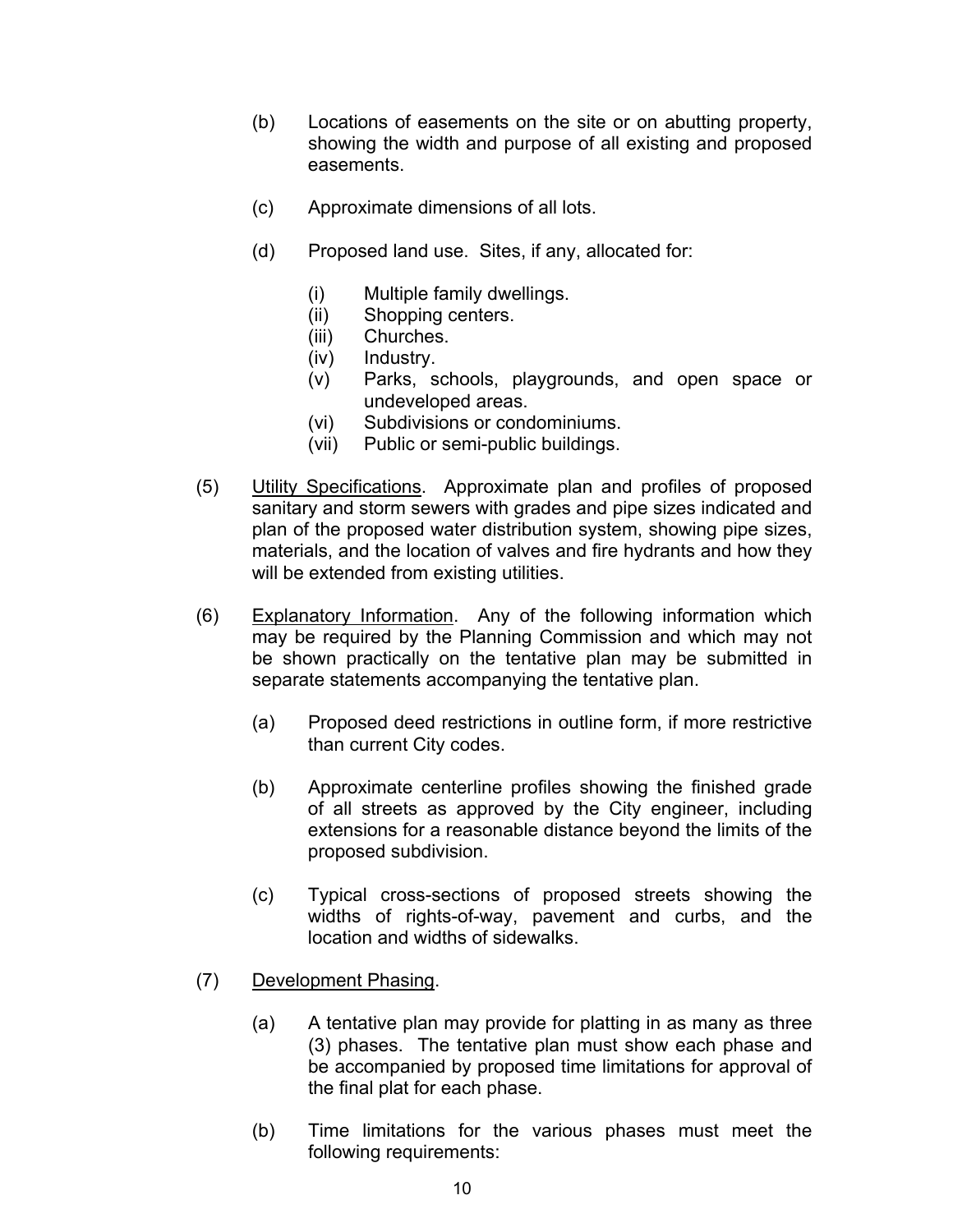(b) Locations of easements on the site or on abutting property, showing the width and purpose of all existing and proposed easements.

(c) Approximate dimensions of all lots.

(d) Proposed land use. Sites, if any, allocated for:

(i) Multiple family dwellings.
(ii) Shopping centers.
(iii) Churches.
(iv) Industry.
(v) Parks, schools, playgrounds, and open space or undeveloped areas.
(vi) Subdivisions or condominiums.
(vii) Public or semi-public buildings.

(5) Utility Specifications. Approximate plan and profiles of proposed sanitary and storm sewers with grades and pipe sizes indicated and plan of the proposed water distribution system, showing pipe sizes, materials, and the location of valves and fire hydrants and how they will be extended from existing utilities.

(6) Explanatory Information. Any of the following information which may be required by the Planning Commission and which may not be shown practically on the tentative plan may be submitted in separate statements accompanying the tentative plan.

(a) Proposed deed restrictions in outline form, if more restrictive than current City codes.

(b) Approximate centerline profiles showing the finished grade of all streets as approved by the City engineer, including extensions for a reasonable distance beyond the limits of the proposed subdivision.

(c) Typical cross-sections of proposed streets showing the widths of rights-of-way, pavement and curbs, and the location and widths of sidewalks.

(7) Development Phasing.

(a) A tentative plan may provide for platting in as many as three (3) phases. The tentative plan must show each phase and be accompanied by proposed time limitations for approval of the final plat for each phase.

(b) Time limitations for the various phases must meet the following requirements: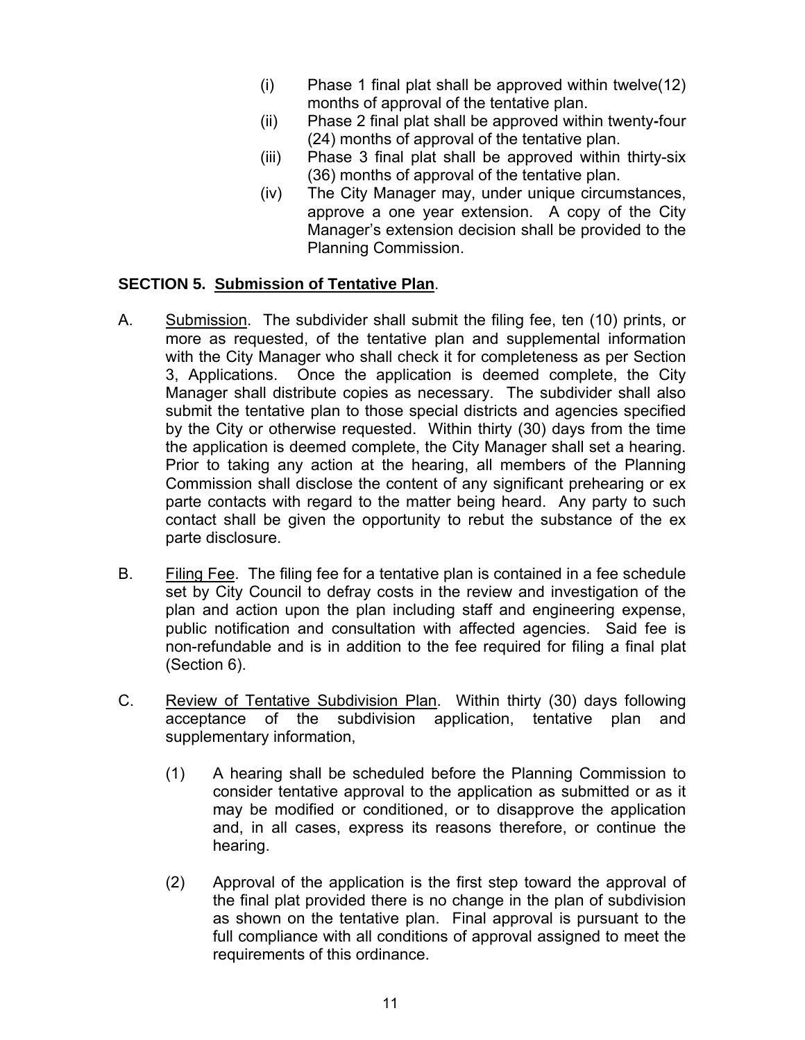(i) Phase 1 final plat shall be approved within twelve(12) months of approval of the tentative plan.

(ii) Phase 2 final plat shall be approved within twenty-four (24) months of approval of the tentative plan.

(iii) Phase 3 final plat shall be approved within thirty-six (36) months of approval of the tentative plan.

(iv) The City Manager may, under unique circumstances, approve a one year extension. A copy of the City Manager's extension decision shall be provided to the Planning Commission.

**SECTION 5. Submission of Tentative Plan.**

A. Submission. The subdivider shall submit the filing fee, ten (10) prints, or more as requested, of the tentative plan and supplemental information with the City Manager who shall check it for completeness as per Section 3, Applications. Once the application is deemed complete, the City Manager shall distribute copies as necessary. The subdivider shall also submit the tentative plan to those special districts and agencies specified by the City or otherwise requested. Within thirty (30) days from the time the application is deemed complete, the City Manager shall set a hearing. Prior to taking any action at the hearing, all members of the Planning Commission shall disclose the content of any significant prehearing or ex parte contacts with regard to the matter being heard. Any party to such contact shall be given the opportunity to rebut the substance of the ex parte disclosure.

B. Filing Fee. The filing fee for a tentative plan is contained in a fee schedule set by City Council to defray costs in the review and investigation of the plan and action upon the plan including staff and engineering expense, public notification and consultation with affected agencies. Said fee is non-refundable and is in addition to the fee required for filing a final plat (Section 6).

C. Review of Tentative Subdivision Plan. Within thirty (30) days following acceptance of the subdivision application, tentative plan and supplementary information,

(1) A hearing shall be scheduled before the Planning Commission to consider tentative approval to the application as submitted or as it may be modified or conditioned, or to disapprove the application and, in all cases, express its reasons therefore, or continue the hearing.

(2) Approval of the application is the first step toward the approval of the final plat provided there is no change in the plan of subdivision as shown on the tentative plan. Final approval is pursuant to the full compliance with all conditions of approval assigned to meet the requirements of this ordinance.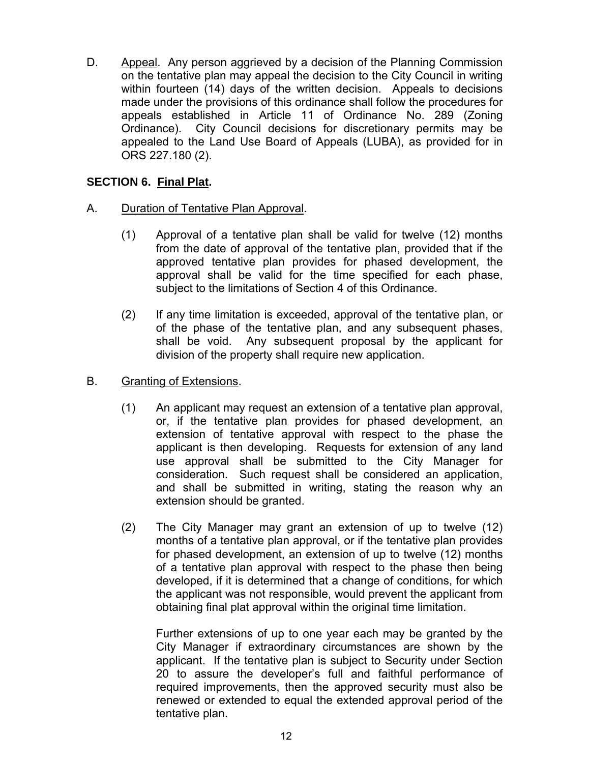D. Appeal. Any person aggrieved by a decision of the Planning Commission on the tentative plan may appeal the decision to the City Council in writing within fourteen (14) days of the written decision. Appeals to decisions made under the provisions of this ordinance shall follow the procedures for appeals established in Article 11 of Ordinance No. 289 (Zoning Ordinance). City Council decisions for discretionary permits may be appealed to the Land Use Board of Appeals (LUBA), as provided for in ORS 227.180 (2).

## SECTION 6. Final Plat.

A. Duration of Tentative Plan Approval.

(1) Approval of a tentative plan shall be valid for twelve (12) months from the date of approval of the tentative plan, provided that if the approved tentative plan provides for phased development, the approval shall be valid for the time specified for each phase, subject to the limitations of Section 4 of this Ordinance.

(2) If any time limitation is exceeded, approval of the tentative plan, or of the phase of the tentative plan, and any subsequent phases, shall be void. Any subsequent proposal by the applicant for division of the property shall require new application.

B. Granting of Extensions.

(1) An applicant may request an extension of a tentative plan approval, or, if the tentative plan provides for phased development, an extension of tentative approval with respect to the phase the applicant is then developing. Requests for extension of any land use approval shall be submitted to the City Manager for consideration. Such request shall be considered an application, and shall be submitted in writing, stating the reason why an extension should be granted.

(2) The City Manager may grant an extension of up to twelve (12) months of a tentative plan approval, or if the tentative plan provides for phased development, an extension of up to twelve (12) months of a tentative plan approval with respect to the phase then being developed, if it is determined that a change of conditions, for which the applicant was not responsible, would prevent the applicant from obtaining final plat approval within the original time limitation.

Further extensions of up to one year each may be granted by the City Manager if extraordinary circumstances are shown by the applicant. If the tentative plan is subject to Security under Section 20 to assure the developer's full and faithful performance of required improvements, then the approved security must also be renewed or extended to equal the extended approval period of the tentative plan.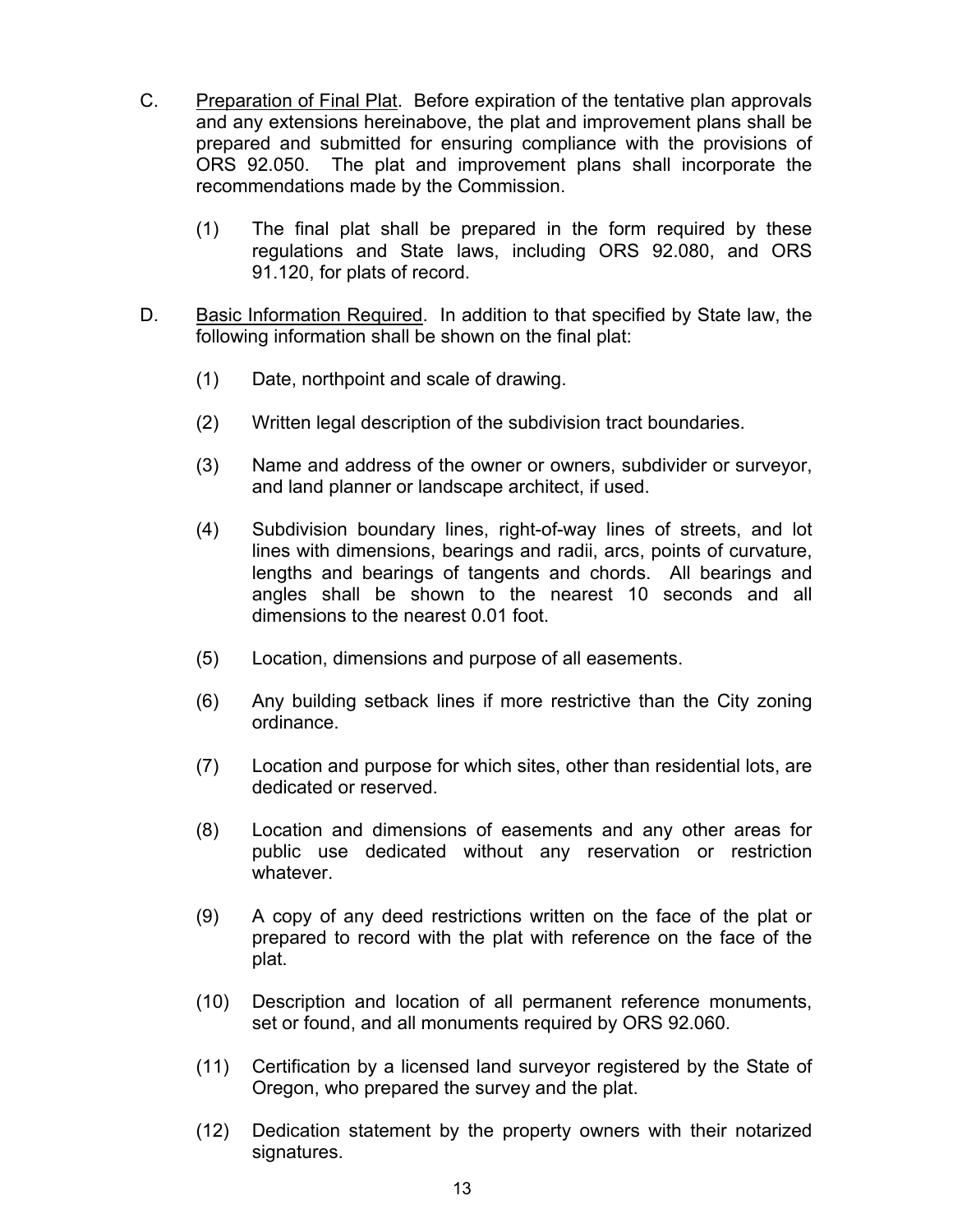C. Preparation of Final Plat. Before expiration of the tentative plan approvals and any extensions hereinabove, the plat and improvement plans shall be prepared and submitted for ensuring compliance with the provisions of ORS 92.050. The plat and improvement plans shall incorporate the recommendations made by the Commission.

(1) The final plat shall be prepared in the form required by these regulations and State laws, including ORS 92.080, and ORS 91.120, for plats of record.

D. Basic Information Required. In addition to that specified by State law, the following information shall be shown on the final plat:

(1) Date, northpoint and scale of drawing.

(2) Written legal description of the subdivision tract boundaries.

(3) Name and address of the owner or owners, subdivider or surveyor, and land planner or landscape architect, if used.

(4) Subdivision boundary lines, right-of-way lines of streets, and lot lines with dimensions, bearings and radii, arcs, points of curvature, lengths and bearings of tangents and chords. All bearings and angles shall be shown to the nearest 10 seconds and all dimensions to the nearest 0.01 foot.

(5) Location, dimensions and purpose of all easements.

(6) Any building setback lines if more restrictive than the City zoning ordinance.

(7) Location and purpose for which sites, other than residential lots, are dedicated or reserved.

(8) Location and dimensions of easements and any other areas for public use dedicated without any reservation or restriction whatever.

(9) A copy of any deed restrictions written on the face of the plat or prepared to record with the plat with reference on the face of the plat.

(10) Description and location of all permanent reference monuments, set or found, and all monuments required by ORS 92.060.

(11) Certification by a licensed land surveyor registered by the State of Oregon, who prepared the survey and the plat.

(12) Dedication statement by the property owners with their notarized signatures.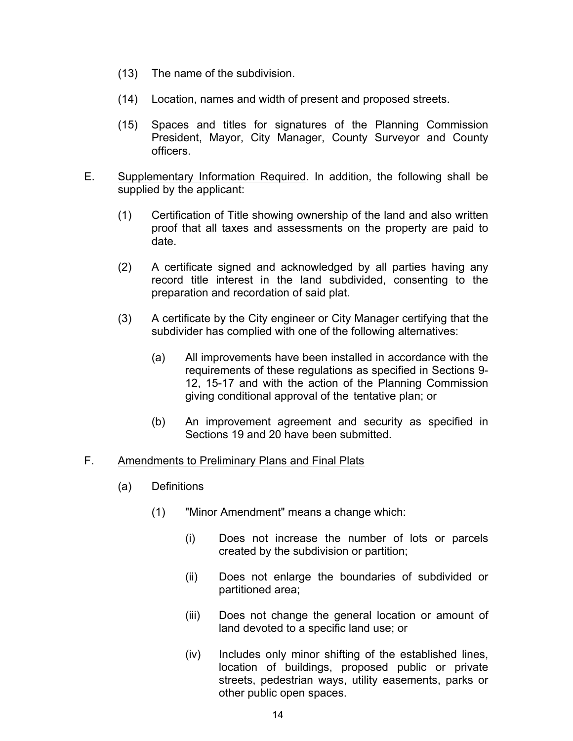(13) The name of the subdivision.

(14) Location, names and width of present and proposed streets.

(15) Spaces and titles for signatures of the Planning Commission President, Mayor, City Manager, County Surveyor and County officers.

E. Supplementary Information Required. In addition, the following shall be supplied by the applicant:

(1) Certification of Title showing ownership of the land and also written proof that all taxes and assessments on the property are paid to date.

(2) A certificate signed and acknowledged by all parties having any record title interest in the land subdivided, consenting to the preparation and recordation of said plat.

(3) A certificate by the City engineer or City Manager certifying that the subdivider has complied with one of the following alternatives:

(a) All improvements have been installed in accordance with the requirements of these regulations as specified in Sections 9-12, 15-17 and with the action of the Planning Commission giving conditional approval of the tentative plan; or

(b) An improvement agreement and security as specified in Sections 19 and 20 have been submitted.

F. Amendments to Preliminary Plans and Final Plats

(a) Definitions

(1) "Minor Amendment" means a change which:

(i) Does not increase the number of lots or parcels created by the subdivision or partition;

(ii) Does not enlarge the boundaries of subdivided or partitioned area;

(iii) Does not change the general location or amount of land devoted to a specific land use; or

(iv) Includes only minor shifting of the established lines, location of buildings, proposed public or private streets, pedestrian ways, utility easements, parks or other public open spaces.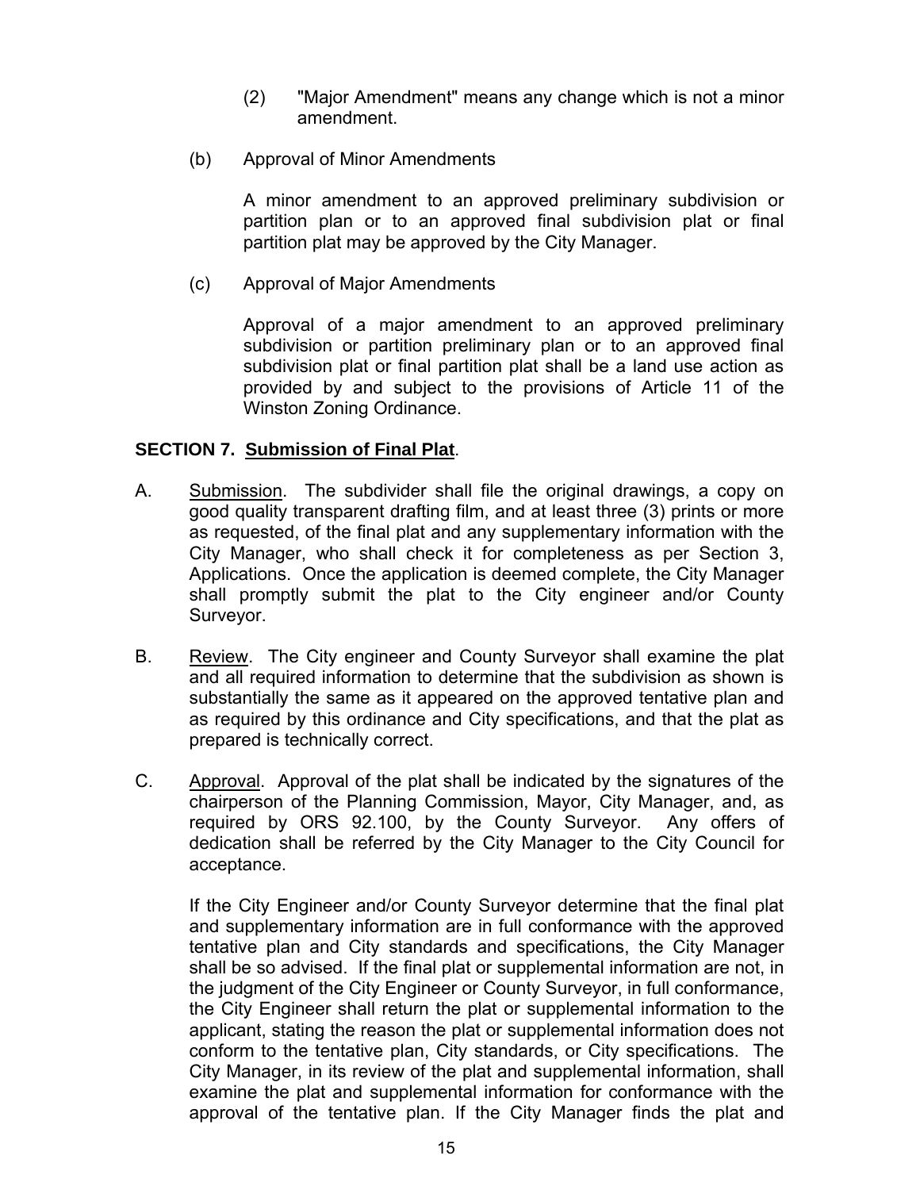(2) "Major Amendment" means any change which is not a minor amendment.

(b) Approval of Minor Amendments

A minor amendment to an approved preliminary subdivision or partition plan or to an approved final subdivision plat or final partition plat may be approved by the City Manager.

(c) Approval of Major Amendments

Approval of a major amendment to an approved preliminary subdivision or partition preliminary plan or to an approved final subdivision plat or final partition plat shall be a land use action as provided by and subject to the provisions of Article 11 of the Winston Zoning Ordinance.

**SECTION 7. Submission of Final Plat.**

A. Submission. The subdivider shall file the original drawings, a copy on good quality transparent drafting film, and at least three (3) prints or more as requested, of the final plat and any supplementary information with the City Manager, who shall check it for completeness as per Section 3, Applications. Once the application is deemed complete, the City Manager shall promptly submit the plat to the City engineer and/or County Surveyor.

B. Review. The City engineer and County Surveyor shall examine the plat and all required information to determine that the subdivision as shown is substantially the same as it appeared on the approved tentative plan and as required by this ordinance and City specifications, and that the plat as prepared is technically correct.

C. Approval. Approval of the plat shall be indicated by the signatures of the chairperson of the Planning Commission, Mayor, City Manager, and, as required by ORS 92.100, by the County Surveyor. Any offers of dedication shall be referred by the City Manager to the City Council for acceptance.

If the City Engineer and/or County Surveyor determine that the final plat and supplementary information are in full conformance with the approved tentative plan and City standards and specifications, the City Manager shall be so advised. If the final plat or supplemental information are not, in the judgment of the City Engineer or County Surveyor, in full conformance, the City Engineer shall return the plat or supplemental information to the applicant, stating the reason the plat or supplemental information does not conform to the tentative plan, City standards, or City specifications. The City Manager, in its review of the plat and supplemental information, shall examine the plat and supplemental information for conformance with the approval of the tentative plan. If the City Manager finds the plat and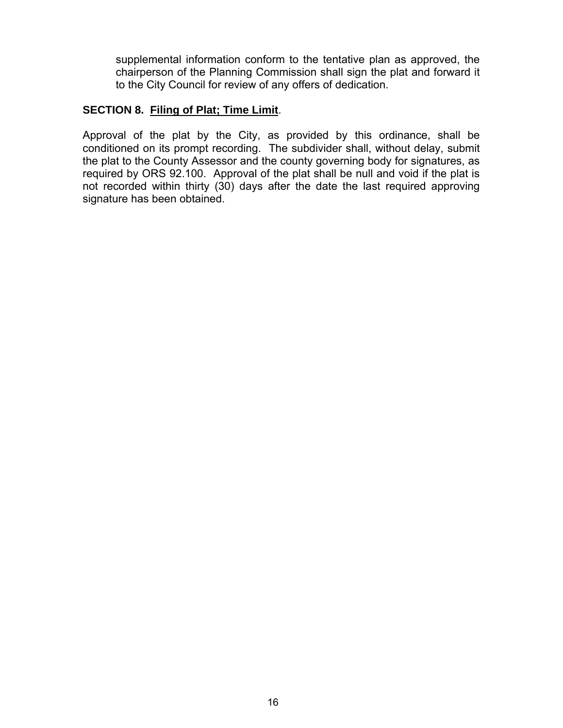supplemental information conform to the tentative plan as approved, the chairperson of the Planning Commission shall sign the plat and forward it to the City Council for review of any offers of dedication.

**SECTION 8. <u>Filing of Plat; Time Limit</u>.**

Approval of the plat by the City, as provided by this ordinance, shall be conditioned on its prompt recording. The subdivider shall, without delay, submit the plat to the County Assessor and the county governing body for signatures, as required by ORS 92.100. Approval of the plat shall be null and void if the plat is not recorded within thirty (30) days after the date the last required approving signature has been obtained.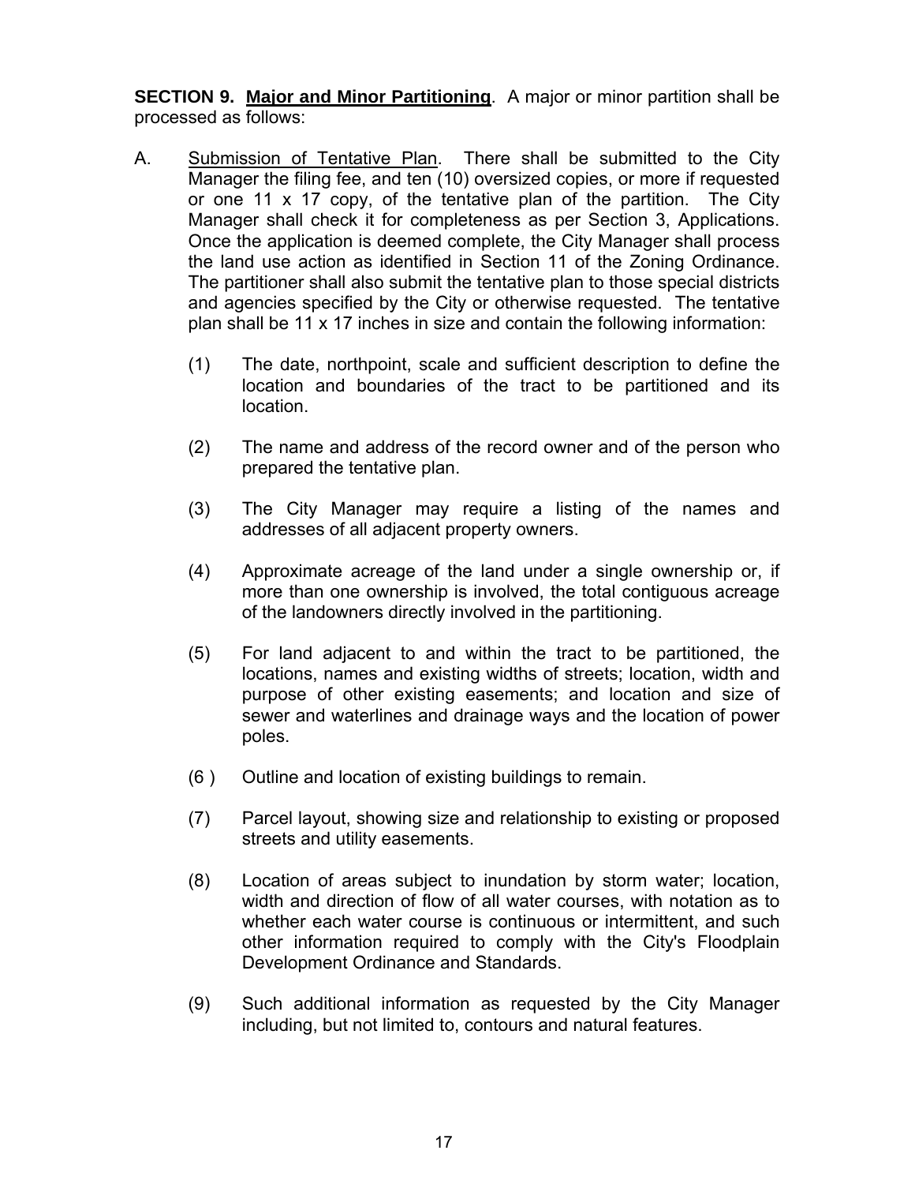**SECTION 9. Major and Minor Partitioning**. A major or minor partition shall be processed as follows:

A. Submission of Tentative Plan. There shall be submitted to the City Manager the filing fee, and ten (10) oversized copies, or more if requested or one 11 x 17 copy, of the tentative plan of the partition. The City Manager shall check it for completeness as per Section 3, Applications. Once the application is deemed complete, the City Manager shall process the land use action as identified in Section 11 of the Zoning Ordinance. The partitioner shall also submit the tentative plan to those special districts and agencies specified by the City or otherwise requested. The tentative plan shall be 11 x 17 inches in size and contain the following information:

   (1) The date, northpoint, scale and sufficient description to define the location and boundaries of the tract to be partitioned and its location.

   (2) The name and address of the record owner and of the person who prepared the tentative plan.

   (3) The City Manager may require a listing of the names and addresses of all adjacent property owners.

   (4) Approximate acreage of the land under a single ownership or, if more than one ownership is involved, the total contiguous acreage of the landowners directly involved in the partitioning.

   (5) For land adjacent to and within the tract to be partitioned, the locations, names and existing widths of streets; location, width and purpose of other existing easements; and location and size of sewer and waterlines and drainage ways and the location of power poles.

   (6 ) Outline and location of existing buildings to remain.

   (7) Parcel layout, showing size and relationship to existing or proposed streets and utility easements.

   (8) Location of areas subject to inundation by storm water; location, width and direction of flow of all water courses, with notation as to whether each water course is continuous or intermittent, and such other information required to comply with the City's Floodplain Development Ordinance and Standards.

   (9) Such additional information as requested by the City Manager including, but not limited to, contours and natural features.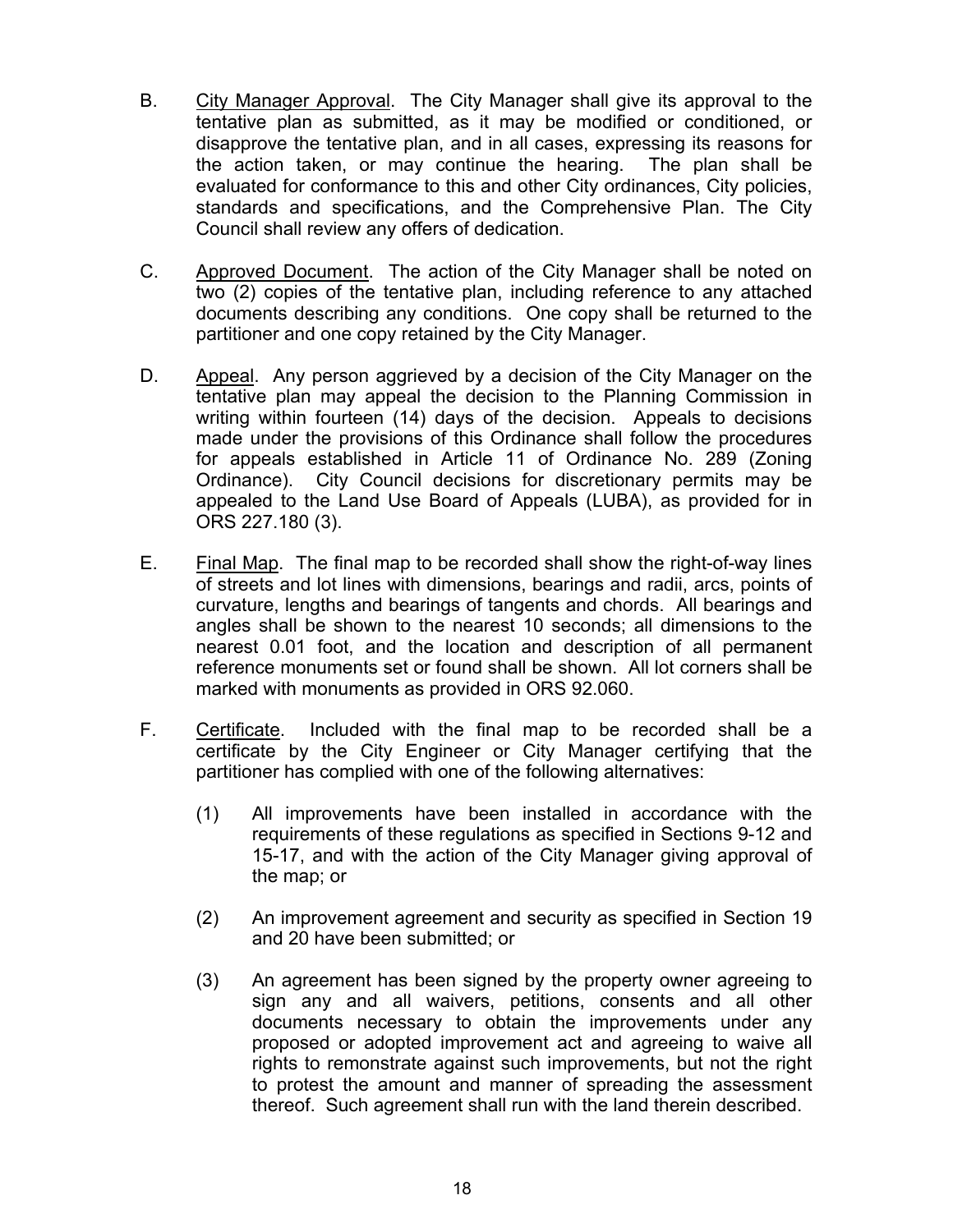B. <u>City Manager Approval</u>. The City Manager shall give its approval to the tentative plan as submitted, as it may be modified or conditioned, or disapprove the tentative plan, and in all cases, expressing its reasons for the action taken, or may continue the hearing. The plan shall be evaluated for conformance to this and other City ordinances, City policies, standards and specifications, and the Comprehensive Plan. The City Council shall review any offers of dedication.

C. <u>Approved Document</u>. The action of the City Manager shall be noted on two (2) copies of the tentative plan, including reference to any attached documents describing any conditions. One copy shall be returned to the partitioner and one copy retained by the City Manager.

D. <u>Appeal</u>. Any person aggrieved by a decision of the City Manager on the tentative plan may appeal the decision to the Planning Commission in writing within fourteen (14) days of the decision. Appeals to decisions made under the provisions of this Ordinance shall follow the procedures for appeals established in Article 11 of Ordinance No. 289 (Zoning Ordinance). City Council decisions for discretionary permits may be appealed to the Land Use Board of Appeals (LUBA), as provided for in ORS 227.180 (3).

E. <u>Final Map</u>. The final map to be recorded shall show the right-of-way lines of streets and lot lines with dimensions, bearings and radii, arcs, points of curvature, lengths and bearings of tangents and chords. All bearings and angles shall be shown to the nearest 10 seconds; all dimensions to the nearest 0.01 foot, and the location and description of all permanent reference monuments set or found shall be shown. All lot corners shall be marked with monuments as provided in ORS 92.060.

F. <u>Certificate</u>. Included with the final map to be recorded shall be a certificate by the City Engineer or City Manager certifying that the partitioner has complied with one of the following alternatives:

(1) All improvements have been installed in accordance with the requirements of these regulations as specified in Sections 9-12 and 15-17, and with the action of the City Manager giving approval of the map; or

(2) An improvement agreement and security as specified in Section 19 and 20 have been submitted; or

(3) An agreement has been signed by the property owner agreeing to sign any and all waivers, petitions, consents and all other documents necessary to obtain the improvements under any proposed or adopted improvement act and agreeing to waive all rights to remonstrate against such improvements, but not the right to protest the amount and manner of spreading the assessment thereof. Such agreement shall run with the land therein described.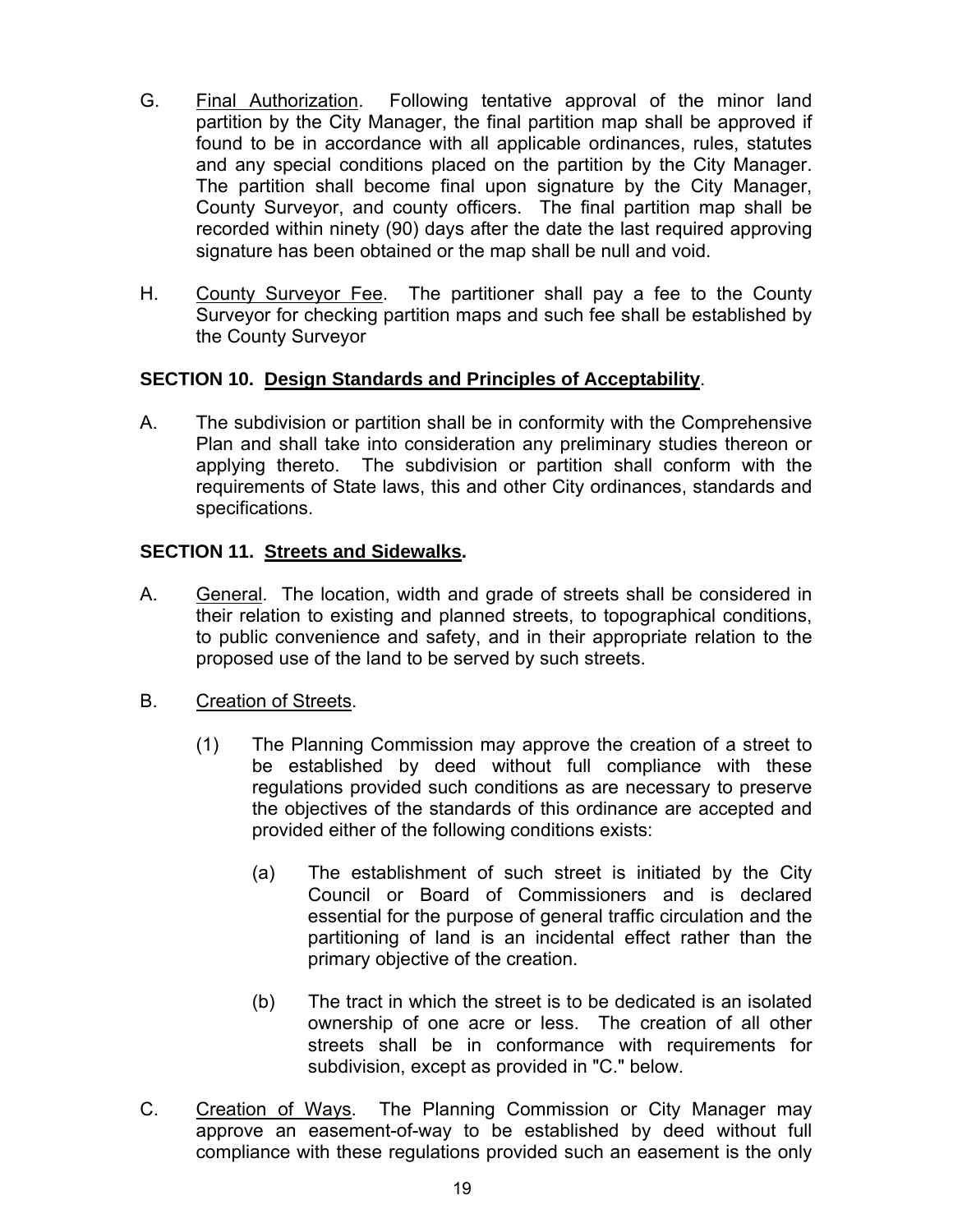G. <u>Final Authorization</u>. Following tentative approval of the minor land partition by the City Manager, the final partition map shall be approved if found to be in accordance with all applicable ordinances, rules, statutes and any special conditions placed on the partition by the City Manager. The partition shall become final upon signature by the City Manager, County Surveyor, and county officers. The final partition map shall be recorded within ninety (90) days after the date the last required approving signature has been obtained or the map shall be null and void.

H. <u>County Surveyor Fee</u>. The partitioner shall pay a fee to the County Surveyor for checking partition maps and such fee shall be established by the County Surveyor

**SECTION 10. <u>Design Standards and Principles of Acceptability</u>**.

A. The subdivision or partition shall be in conformity with the Comprehensive Plan and shall take into consideration any preliminary studies thereon or applying thereto. The subdivision or partition shall conform with the requirements of State laws, this and other City ordinances, standards and specifications.

**SECTION 11. <u>Streets and Sidewalks</u>.**

A. <u>General</u>. The location, width and grade of streets shall be considered in their relation to existing and planned streets, to topographical conditions, to public convenience and safety, and in their appropriate relation to the proposed use of the land to be served by such streets.

B. <u>Creation of Streets</u>.

(1) The Planning Commission may approve the creation of a street to be established by deed without full compliance with these regulations provided such conditions as are necessary to preserve the objectives of the standards of this ordinance are accepted and provided either of the following conditions exists:

(a) The establishment of such street is initiated by the City Council or Board of Commissioners and is declared essential for the purpose of general traffic circulation and the partitioning of land is an incidental effect rather than the primary objective of the creation.

(b) The tract in which the street is to be dedicated is an isolated ownership of one acre or less. The creation of all other streets shall be in conformance with requirements for subdivision, except as provided in "C." below.

C. <u>Creation of Ways</u>. The Planning Commission or City Manager may approve an easement-of-way to be established by deed without full compliance with these regulations provided such an easement is the only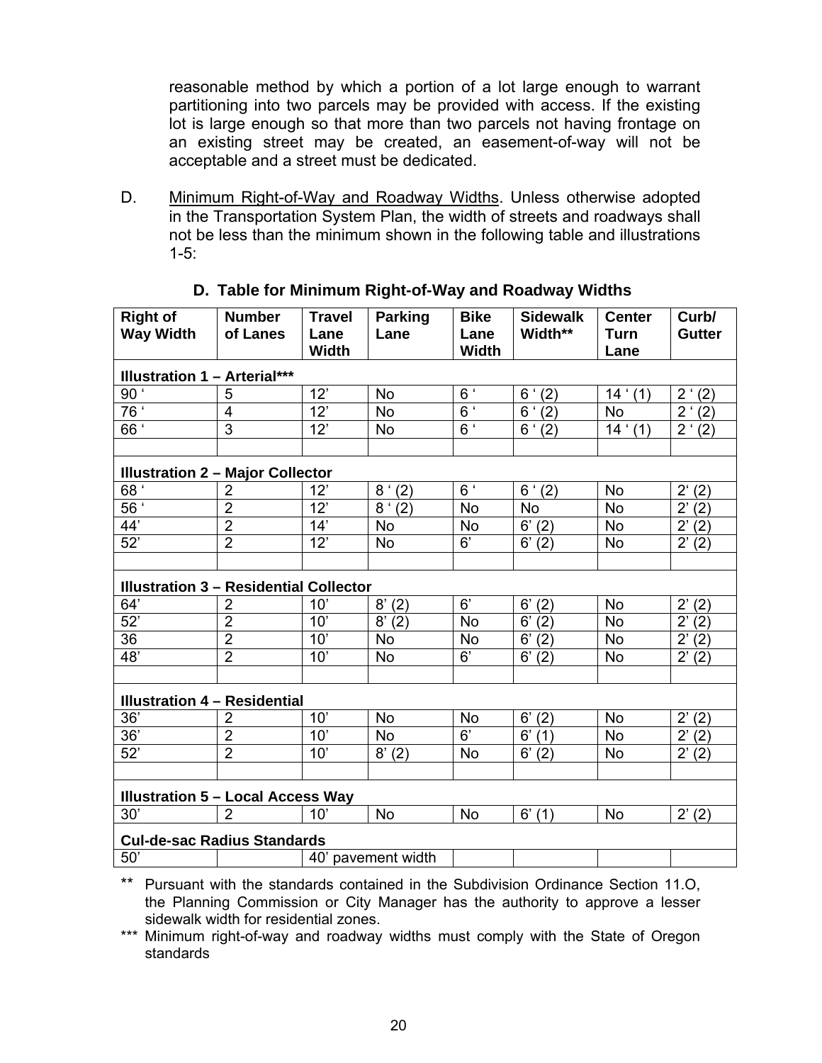reasonable method by which a portion of a lot large enough to warrant partitioning into two parcels may be provided with access. If the existing lot is large enough so that more than two parcels not having frontage on an existing street may be created, an easement-of-way will not be acceptable and a street must be dedicated.

D. Minimum Right-of-Way and Roadway Widths. Unless otherwise adopted in the Transportation System Plan, the width of streets and roadways shall not be less than the minimum shown in the following table and illustrations 1-5:

**D. Table for Minimum Right-of-Way and Roadway Widths**

| Right of Way Width | Number of Lanes | Travel Lane Width | Parking Lane | Bike Lane Width | Sidewalk Width** | Center Turn Lane | Curb/ Gutter |
|---|---|---|---|---|---|---|---|
| **Illustration 1 – Arterial*** ** | | | | | | | |
| 90 ‘ | 5 | 12’ | No | 6 ‘ | 6 ‘ (2) | 14 ‘ (1) | 2 ‘ (2) |
| 76 ‘ | 4 | 12’ | No | 6 ‘ | 6 ‘ (2) | No | 2 ‘ (2) |
| 66 ‘ | 3 | 12’ | No | 6 ‘ | 6 ‘ (2) | 14 ‘ (1) | 2 ‘ (2) |
| | | | | | | | |
| **Illustration 2 – Major Collector** | | | | | | | |
| 68 ‘ | 2 | 12’ | 8 ‘ (2) | 6 ‘ | 6 ‘ (2) | No | 2‘ (2) |
| 56 ‘ | 2 | 12’ | 8 ‘ (2) | No | No | No | 2’ (2) |
| 44’ | 2 | 14’ | No | No | 6’ (2) | No | 2’ (2) |
| 52’ | 2 | 12’ | No | 6’ | 6’ (2) | No | 2’ (2) |
| | | | | | | | |
| **Illustration 3 – Residential Collector** | | | | | | | |
| 64’ | 2 | 10’ | 8’ (2) | 6’ | 6’ (2) | No | 2’ (2) |
| 52’ | 2 | 10’ | 8’ (2) | No | 6’ (2) | No | 2’ (2) |
| 36 | 2 | 10’ | No | No | 6’ (2) | No | 2’ (2) |
| 48’ | 2 | 10’ | No | 6’ | 6’ (2) | No | 2’ (2) |
| | | | | | | | |
| **Illustration 4 – Residential** | | | | | | | |
| 36’ | 2 | 10’ | No | No | 6’ (2) | No | 2’ (2) |
| 36’ | 2 | 10’ | No | 6’ | 6’ (1) | No | 2’ (2) |
| 52’ | 2 | 10’ | 8’ (2) | No | 6’ (2) | No | 2’ (2) |
| | | | | | | | |
| **Illustration 5 – Local Access Way** | | | | | | | |
| 30’ | 2 | 10’ | No | No | 6’ (1) | No | 2’ (2) |
| **Cul-de-sac Radius Standards** | | | | | | | |
| 50’ | | 40’ pavement width | | | | | |

** Pursuant with the standards contained in the Subdivision Ordinance Section 11.O, the Planning Commission or City Manager has the authority to approve a lesser sidewalk width for residential zones.

*** Minimum right-of-way and roadway widths must comply with the State of Oregon standards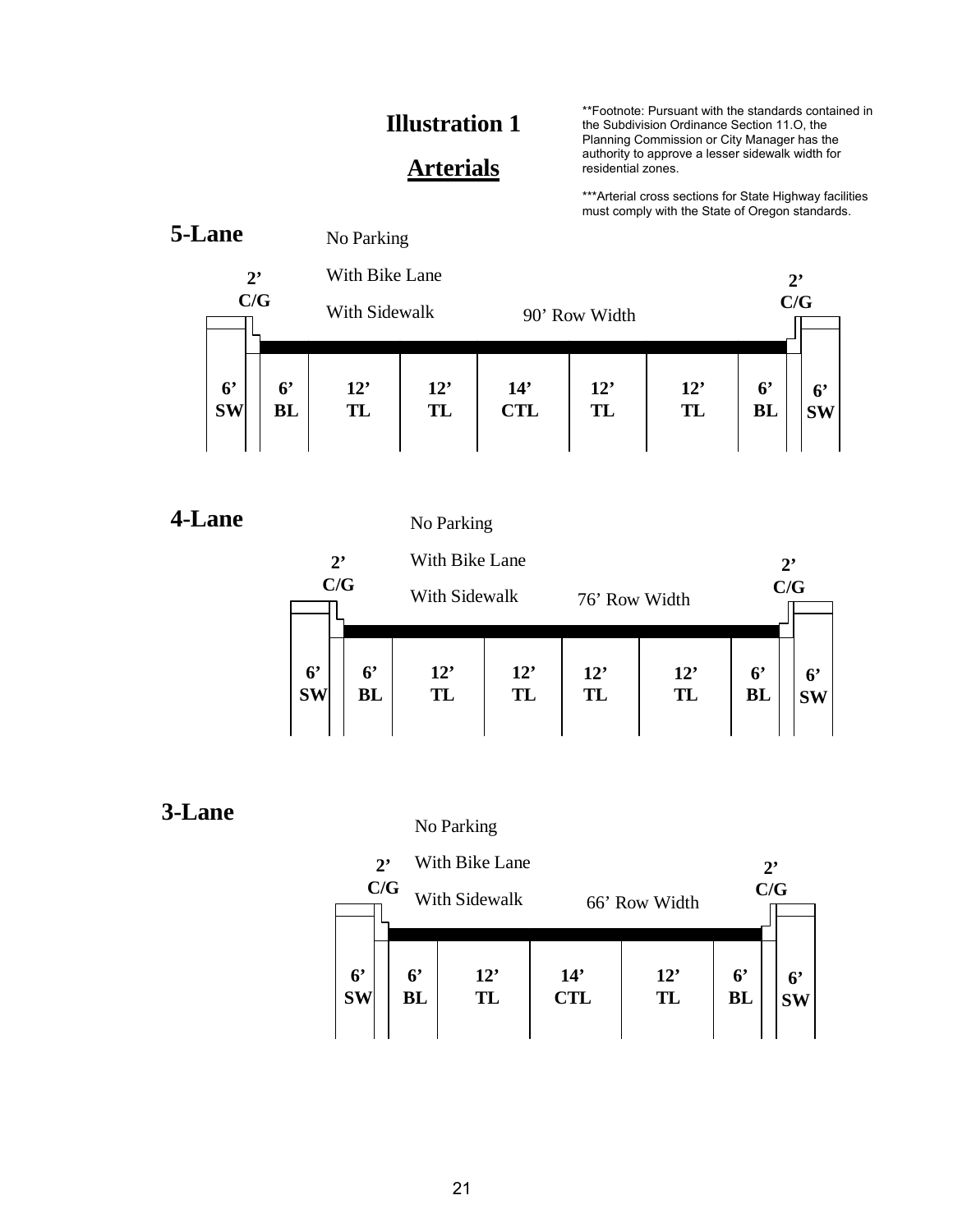# Illustration 1

## Arterials

**Footnote: Pursuant with the standards contained in the Subdivision Ordinance Section 11.O, the Planning Commission or City Manager has the authority to approve a lesser sidewalk width for residential zones.

***Arterial cross sections for State Highway facilities must comply with the State of Oregon standards.

### 5-Lane

No Parking

With Bike Lane

With Sidewalk

90' Row Width

2' C/G | 2' C/G

| 6' SW | 6' BL | 12' TL | 12' TL | 14' CTL | 12' TL | 12' TL | 6' BL | 6' SW |
|---|---|---|---|---|---|---|---|---|

### 4-Lane

No Parking

With Bike Lane

With Sidewalk

76' Row Width

2' C/G | 2' C/G

| 6' SW | 6' BL | 12' TL | 12' TL | 12' TL | 12' TL | 6' BL | 6' SW |
|---|---|---|---|---|---|---|---|

### 3-Lane

No Parking

With Bike Lane

With Sidewalk

66' Row Width

2' C/G | 2' C/G

| 6' SW | 6' BL | 12' TL | 14' CTL | 12' TL | 6' BL | 6' SW |
|---|---|---|---|---|---|---|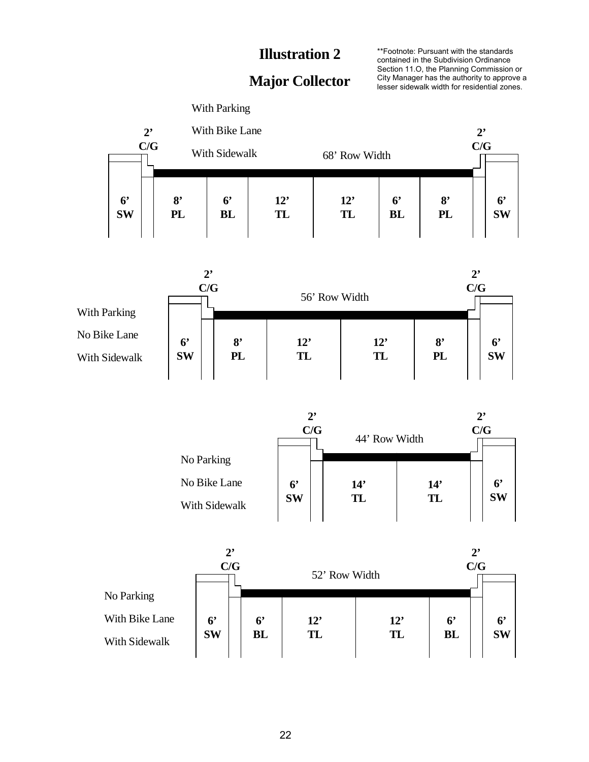# Illustration 2

# Major Collector

**Footnote: Pursuant with the standards contained in the Subdivision Ordinance Section 11.O, the Planning Commission or City Manager has the authority to approve a lesser sidewalk width for residential zones.

With Parking

With Bike Lane

With Sidewalk

68' Row Width

| 6' SW | 2' C/G | 8' PL | 6' BL | 12' TL | 12' TL | 6' BL | 8' PL | 2' C/G | 6' SW |
|---|---|---|---|---|---|---|---|---|---|

With Parking

No Bike Lane

With Sidewalk

56' Row Width

| 6' SW | 2' C/G | 8' PL | 12' TL | 12' TL | 8' PL | 2' C/G | 6' SW |
|---|---|---|---|---|---|---|---|

No Parking

No Bike Lane

With Sidewalk

44' Row Width

| 6' SW | 2' C/G | 14' TL | 14' TL | 2' C/G | 6' SW |
|---|---|---|---|---|---|

No Parking

With Bike Lane

With Sidewalk

52' Row Width

| 6' SW | 2' C/G | 6' BL | 12' TL | 12' TL | 6' BL | 2' C/G | 6' SW |
|---|---|---|---|---|---|---|---|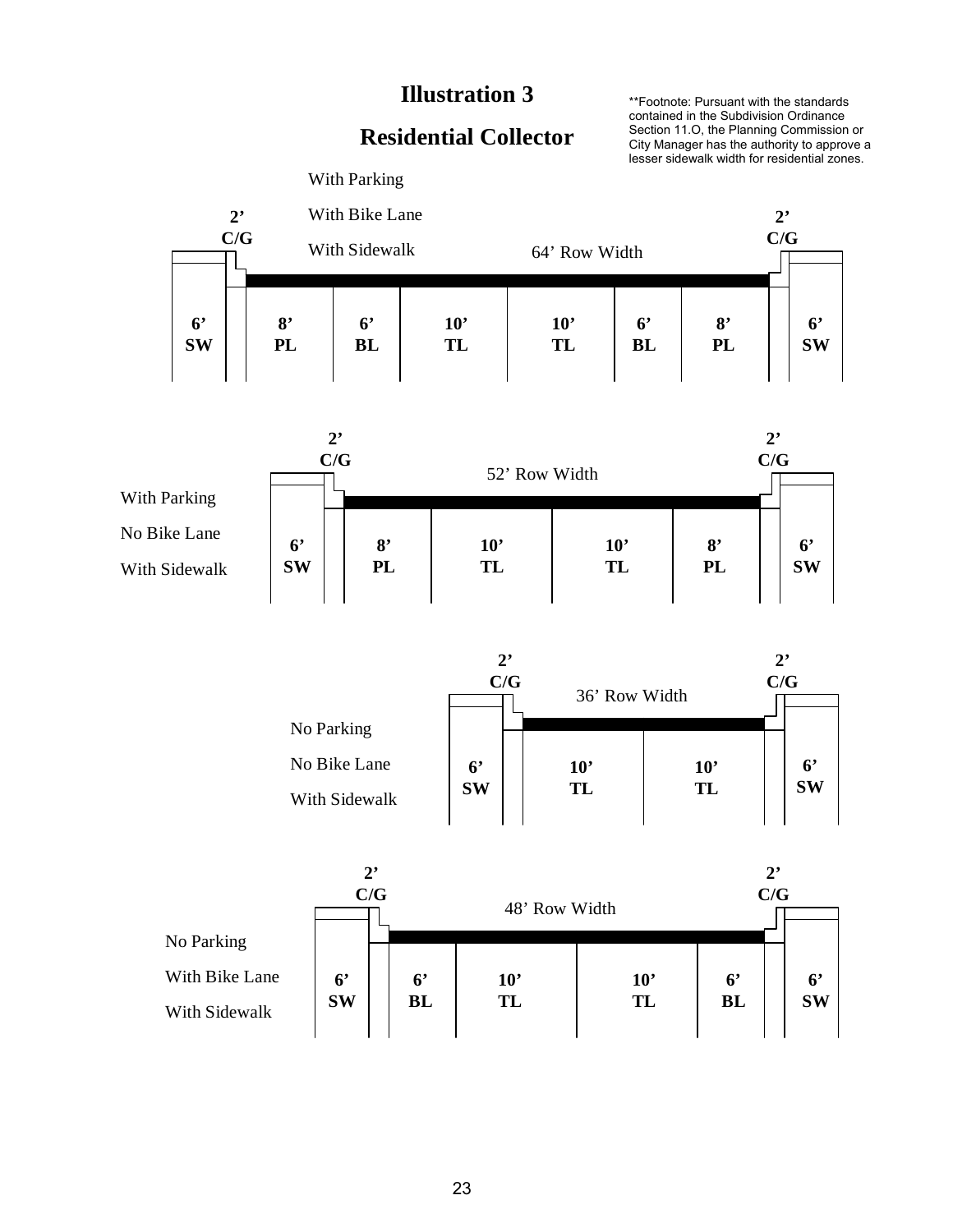# Illustration 3

## Residential Collector

**Footnote: Pursuant with the standards contained in the Subdivision Ordinance Section 11.O, the Planning Commission or City Manager has the authority to approve a lesser sidewalk width for residential zones.

With Parking
With Bike Lane
With Sidewalk

64' Row Width

| 6' SW | 2' C/G | 8' PL | 6' BL | 10' TL | 10' TL | 6' BL | 8' PL | 2' C/G | 6' SW |
|---|---|---|---|---|---|---|---|---|---|

With Parking
No Bike Lane
With Sidewalk

52' Row Width

| 6' SW | 2' C/G | 8' PL | 10' TL | 10' TL | 8' PL | 2' C/G | 6' SW |
|---|---|---|---|---|---|---|---|

No Parking
No Bike Lane
With Sidewalk

36' Row Width

| 6' SW | 2' C/G | 10' TL | 10' TL | 2' C/G | 6' SW |
|---|---|---|---|---|---|

No Parking
With Bike Lane
With Sidewalk

48' Row Width

| 6' SW | 2' C/G | 6' BL | 10' TL | 10' TL | 6' BL | 2' C/G | 6' SW |
|---|---|---|---|---|---|---|---|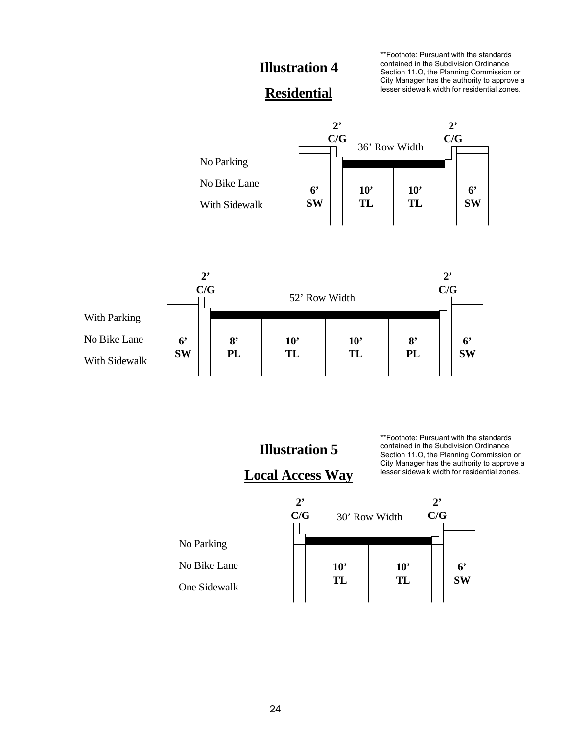# Illustration 4

## Residential

**Footnote: Pursuant with the standards contained in the Subdivision Ordinance Section 11.O, the Planning Commission or City Manager has the authority to approve a lesser sidewalk width for residential zones.

36' Row Width

No Parking

No Bike Lane

With Sidewalk

| 6' SW | 2' C/G | 10' TL | 10' TL | 2' C/G | 6' SW |
|---|---|---|---|---|---|

52' Row Width

With Parking

No Bike Lane

With Sidewalk

| 6' SW | 2' C/G | 8' PL | 10' TL | 10' TL | 8' PL | 2' C/G | 6' SW |
|---|---|---|---|---|---|---|---|

# Illustration 5

## Local Access Way

**Footnote: Pursuant with the standards contained in the Subdivision Ordinance Section 11.O, the Planning Commission or City Manager has the authority to approve a lesser sidewalk width for residential zones.

30' Row Width

No Parking

No Bike Lane

One Sidewalk

| 2' C/G | 10' TL | 10' TL | 2' C/G | 6' SW |
|---|---|---|---|---|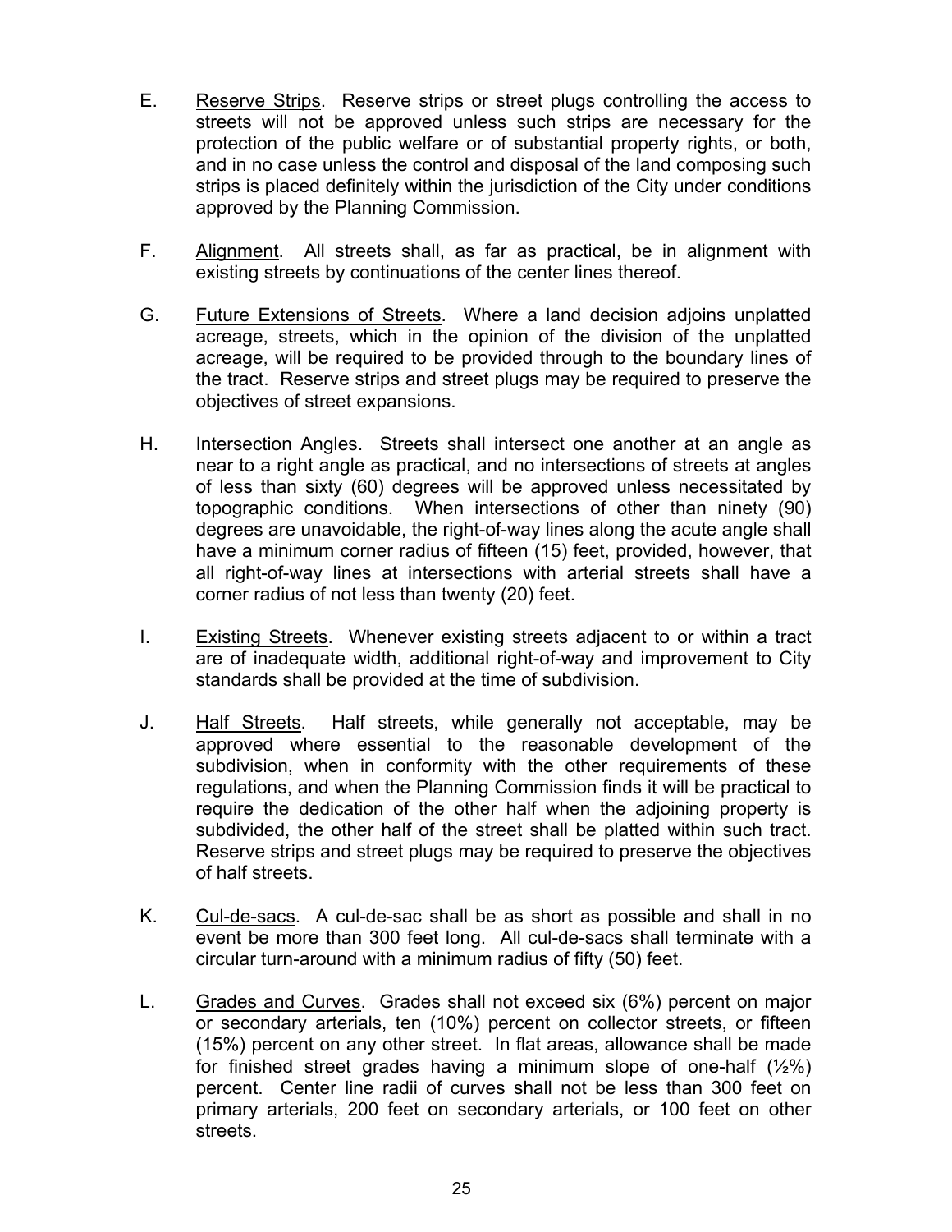E. Reserve Strips. Reserve strips or street plugs controlling the access to streets will not be approved unless such strips are necessary for the protection of the public welfare or of substantial property rights, or both, and in no case unless the control and disposal of the land composing such strips is placed definitely within the jurisdiction of the City under conditions approved by the Planning Commission.

F. Alignment. All streets shall, as far as practical, be in alignment with existing streets by continuations of the center lines thereof.

G. Future Extensions of Streets. Where a land decision adjoins unplatted acreage, streets, which in the opinion of the division of the unplatted acreage, will be required to be provided through to the boundary lines of the tract. Reserve strips and street plugs may be required to preserve the objectives of street expansions.

H. Intersection Angles. Streets shall intersect one another at an angle as near to a right angle as practical, and no intersections of streets at angles of less than sixty (60) degrees will be approved unless necessitated by topographic conditions. When intersections of other than ninety (90) degrees are unavoidable, the right-of-way lines along the acute angle shall have a minimum corner radius of fifteen (15) feet, provided, however, that all right-of-way lines at intersections with arterial streets shall have a corner radius of not less than twenty (20) feet.

I. Existing Streets. Whenever existing streets adjacent to or within a tract are of inadequate width, additional right-of-way and improvement to City standards shall be provided at the time of subdivision.

J. Half Streets. Half streets, while generally not acceptable, may be approved where essential to the reasonable development of the subdivision, when in conformity with the other requirements of these regulations, and when the Planning Commission finds it will be practical to require the dedication of the other half when the adjoining property is subdivided, the other half of the street shall be platted within such tract. Reserve strips and street plugs may be required to preserve the objectives of half streets.

K. Cul-de-sacs. A cul-de-sac shall be as short as possible and shall in no event be more than 300 feet long. All cul-de-sacs shall terminate with a circular turn-around with a minimum radius of fifty (50) feet.

L. Grades and Curves. Grades shall not exceed six (6%) percent on major or secondary arterials, ten (10%) percent on collector streets, or fifteen (15%) percent on any other street. In flat areas, allowance shall be made for finished street grades having a minimum slope of one-half (½%) percent. Center line radii of curves shall not be less than 300 feet on primary arterials, 200 feet on secondary arterials, or 100 feet on other streets.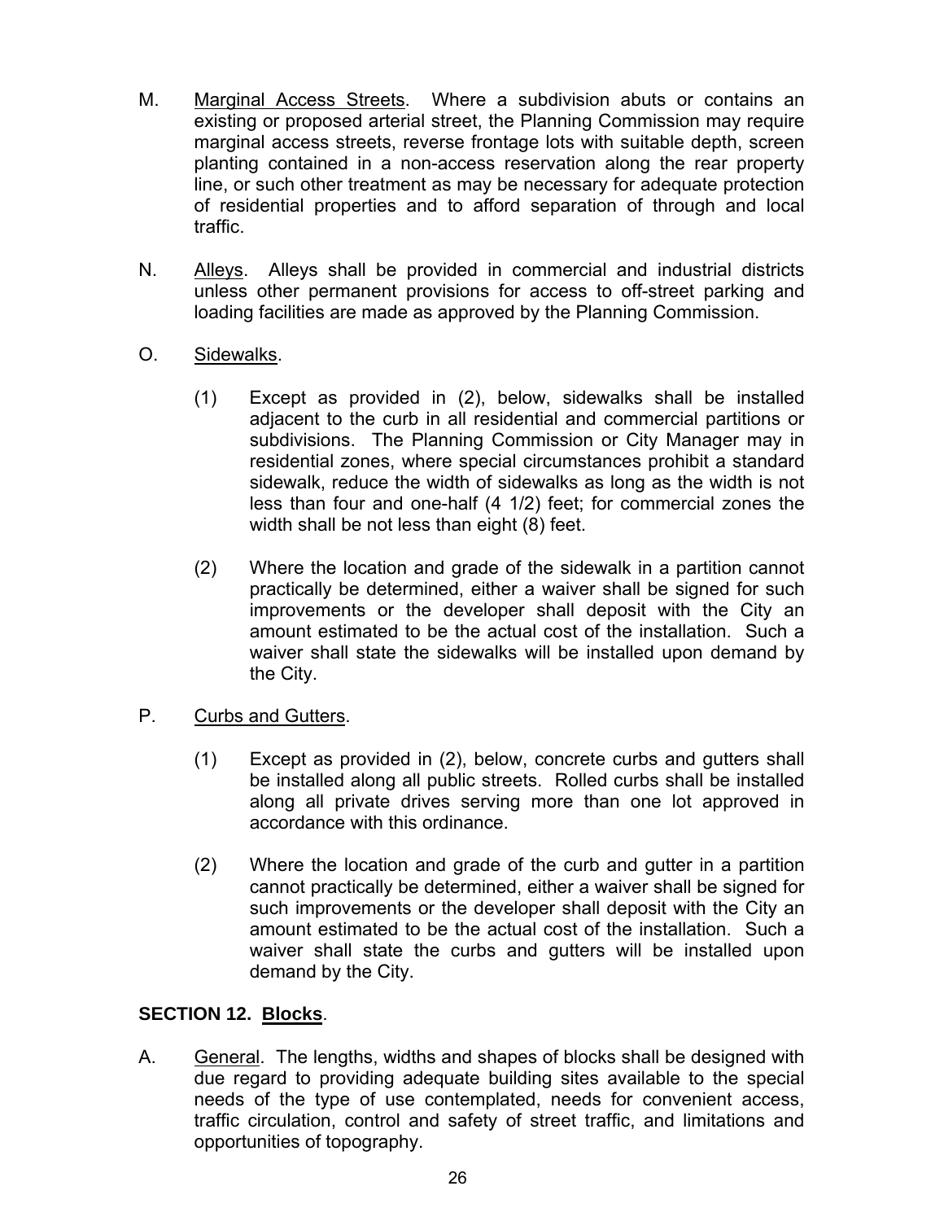M. Marginal Access Streets. Where a subdivision abuts or contains an existing or proposed arterial street, the Planning Commission may require marginal access streets, reverse frontage lots with suitable depth, screen planting contained in a non-access reservation along the rear property line, or such other treatment as may be necessary for adequate protection of residential properties and to afford separation of through and local traffic.

N. Alleys. Alleys shall be provided in commercial and industrial districts unless other permanent provisions for access to off-street parking and loading facilities are made as approved by the Planning Commission.

O. Sidewalks.

(1) Except as provided in (2), below, sidewalks shall be installed adjacent to the curb in all residential and commercial partitions or subdivisions. The Planning Commission or City Manager may in residential zones, where special circumstances prohibit a standard sidewalk, reduce the width of sidewalks as long as the width is not less than four and one-half (4 1/2) feet; for commercial zones the width shall be not less than eight (8) feet.

(2) Where the location and grade of the sidewalk in a partition cannot practically be determined, either a waiver shall be signed for such improvements or the developer shall deposit with the City an amount estimated to be the actual cost of the installation. Such a waiver shall state the sidewalks will be installed upon demand by the City.

P. Curbs and Gutters.

(1) Except as provided in (2), below, concrete curbs and gutters shall be installed along all public streets. Rolled curbs shall be installed along all private drives serving more than one lot approved in accordance with this ordinance.

(2) Where the location and grade of the curb and gutter in a partition cannot practically be determined, either a waiver shall be signed for such improvements or the developer shall deposit with the City an amount estimated to be the actual cost of the installation. Such a waiver shall state the curbs and gutters will be installed upon demand by the City.

**SECTION 12. Blocks.**

A. General. The lengths, widths and shapes of blocks shall be designed with due regard to providing adequate building sites available to the special needs of the type of use contemplated, needs for convenient access, traffic circulation, control and safety of street traffic, and limitations and opportunities of topography.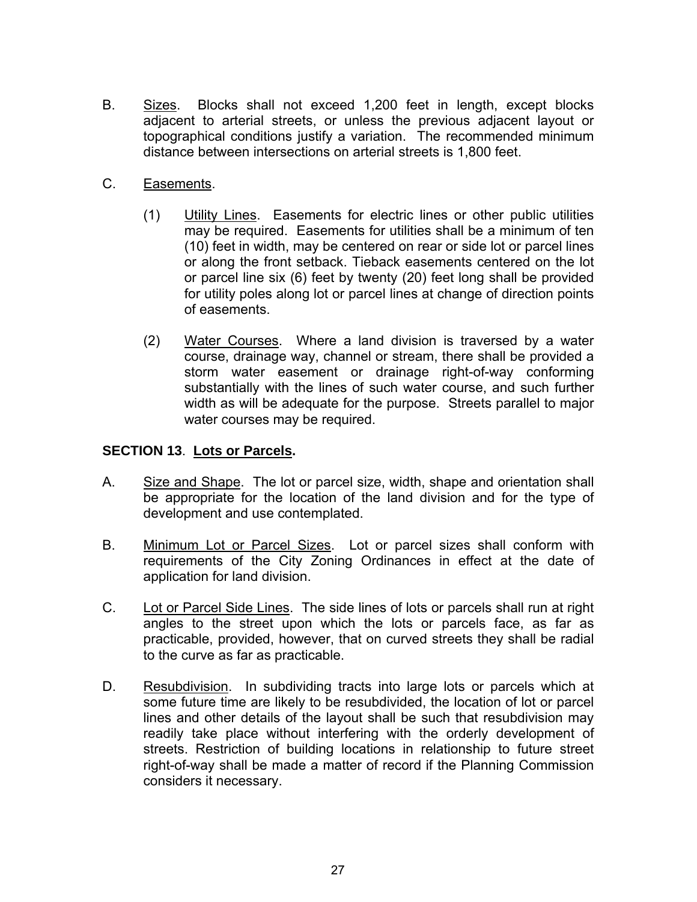B. <u>Sizes</u>. Blocks shall not exceed 1,200 feet in length, except blocks adjacent to arterial streets, or unless the previous adjacent layout or topographical conditions justify a variation. The recommended minimum distance between intersections on arterial streets is 1,800 feet.

C. <u>Easements</u>.

(1) <u>Utility Lines</u>. Easements for electric lines or other public utilities may be required. Easements for utilities shall be a minimum of ten (10) feet in width, may be centered on rear or side lot or parcel lines or along the front setback. Tieback easements centered on the lot or parcel line six (6) feet by twenty (20) feet long shall be provided for utility poles along lot or parcel lines at change of direction points of easements.

(2) <u>Water Courses</u>. Where a land division is traversed by a water course, drainage way, channel or stream, there shall be provided a storm water easement or drainage right-of-way conforming substantially with the lines of such water course, and such further width as will be adequate for the purpose. Streets parallel to major water courses may be required.

**SECTION 13**. **<u>Lots or Parcels</u>.**

A. <u>Size and Shape</u>. The lot or parcel size, width, shape and orientation shall be appropriate for the location of the land division and for the type of development and use contemplated.

B. <u>Minimum Lot or Parcel Sizes</u>. Lot or parcel sizes shall conform with requirements of the City Zoning Ordinances in effect at the date of application for land division.

C. <u>Lot or Parcel Side Lines</u>. The side lines of lots or parcels shall run at right angles to the street upon which the lots or parcels face, as far as practicable, provided, however, that on curved streets they shall be radial to the curve as far as practicable.

D. <u>Resubdivision</u>. In subdividing tracts into large lots or parcels which at some future time are likely to be resubdivided, the location of lot or parcel lines and other details of the layout shall be such that resubdivision may readily take place without interfering with the orderly development of streets. Restriction of building locations in relationship to future street right-of-way shall be made a matter of record if the Planning Commission considers it necessary.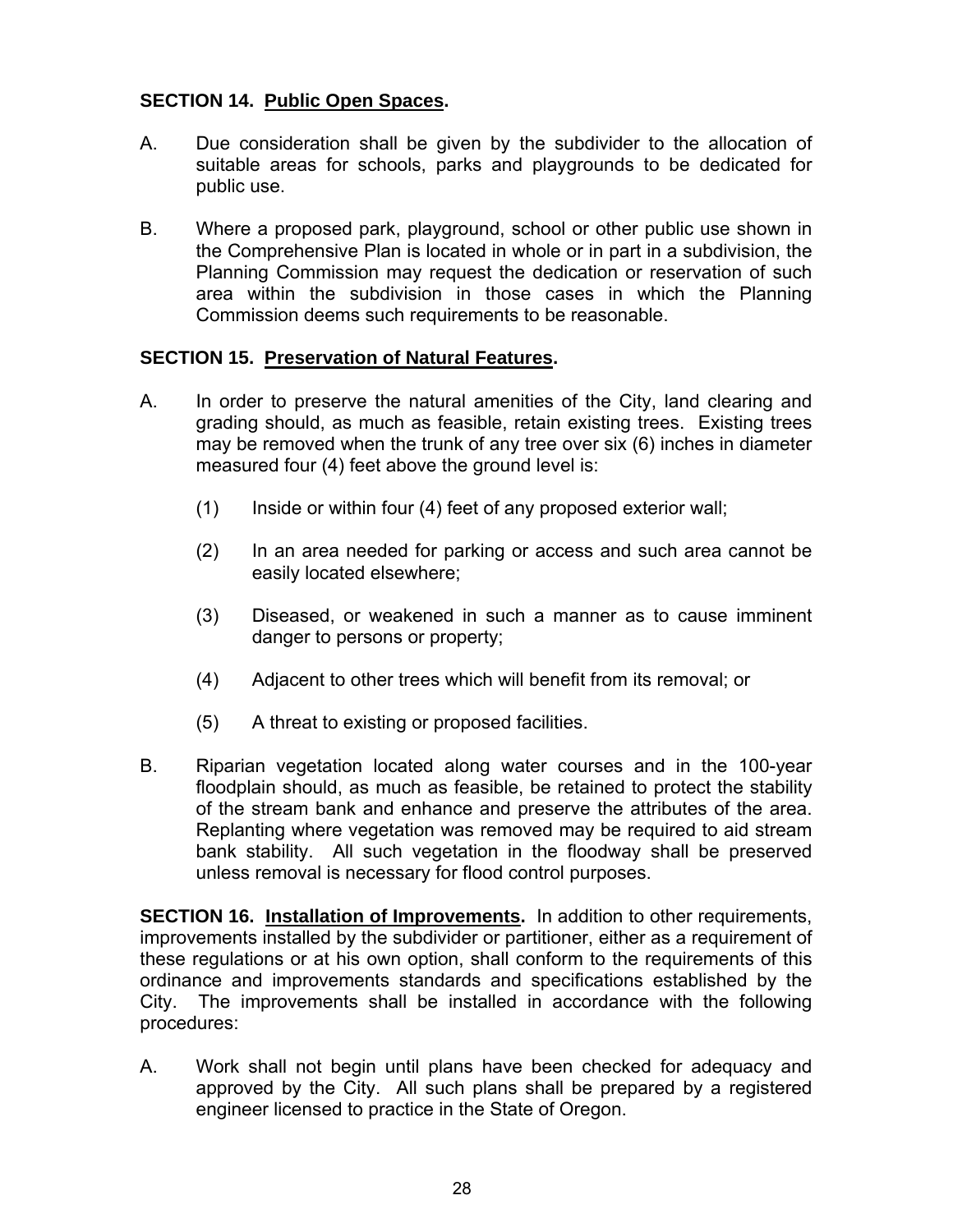**SECTION 14. Public Open Spaces.**

A. Due consideration shall be given by the subdivider to the allocation of suitable areas for schools, parks and playgrounds to be dedicated for public use.

B. Where a proposed park, playground, school or other public use shown in the Comprehensive Plan is located in whole or in part in a subdivision, the Planning Commission may request the dedication or reservation of such area within the subdivision in those cases in which the Planning Commission deems such requirements to be reasonable.

**SECTION 15. Preservation of Natural Features.**

A. In order to preserve the natural amenities of the City, land clearing and grading should, as much as feasible, retain existing trees. Existing trees may be removed when the trunk of any tree over six (6) inches in diameter measured four (4) feet above the ground level is:

(1) Inside or within four (4) feet of any proposed exterior wall;

(2) In an area needed for parking or access and such area cannot be easily located elsewhere;

(3) Diseased, or weakened in such a manner as to cause imminent danger to persons or property;

(4) Adjacent to other trees which will benefit from its removal; or

(5) A threat to existing or proposed facilities.

B. Riparian vegetation located along water courses and in the 100-year floodplain should, as much as feasible, be retained to protect the stability of the stream bank and enhance and preserve the attributes of the area. Replanting where vegetation was removed may be required to aid stream bank stability. All such vegetation in the floodway shall be preserved unless removal is necessary for flood control purposes.

**SECTION 16. Installation of Improvements.** In addition to other requirements, improvements installed by the subdivider or partitioner, either as a requirement of these regulations or at his own option, shall conform to the requirements of this ordinance and improvements standards and specifications established by the City. The improvements shall be installed in accordance with the following procedures:

A. Work shall not begin until plans have been checked for adequacy and approved by the City. All such plans shall be prepared by a registered engineer licensed to practice in the State of Oregon.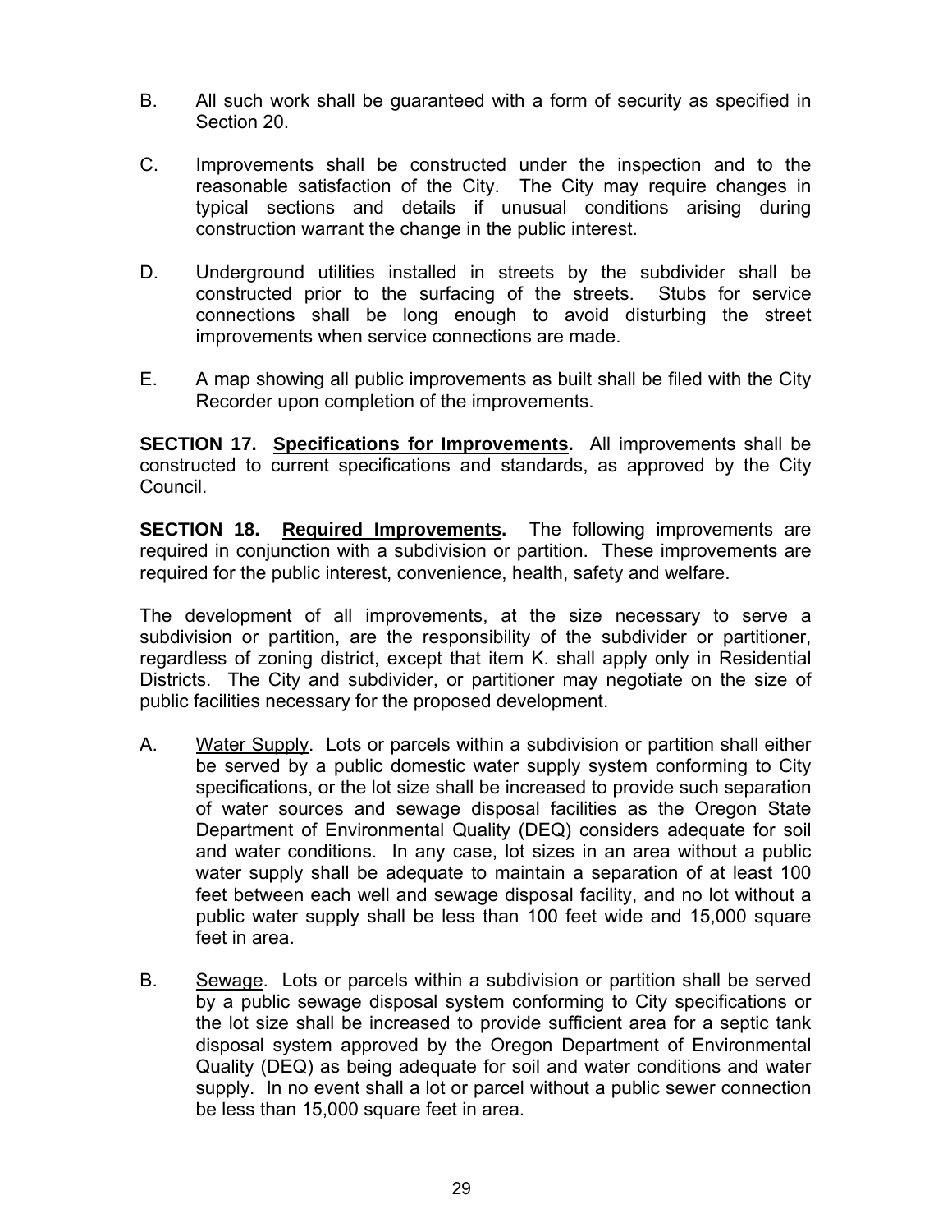B. All such work shall be guaranteed with a form of security as specified in Section 20.

C. Improvements shall be constructed under the inspection and to the reasonable satisfaction of the City. The City may require changes in typical sections and details if unusual conditions arising during construction warrant the change in the public interest.

D. Underground utilities installed in streets by the subdivider shall be constructed prior to the surfacing of the streets. Stubs for service connections shall be long enough to avoid disturbing the street improvements when service connections are made.

E. A map showing all public improvements as built shall be filed with the City Recorder upon completion of the improvements.

**SECTION 17. <u>Specifications for Improvements</u>.** All improvements shall be constructed to current specifications and standards, as approved by the City Council.

**SECTION 18. <u>Required Improvements</u>.** The following improvements are required in conjunction with a subdivision or partition. These improvements are required for the public interest, convenience, health, safety and welfare.

The development of all improvements, at the size necessary to serve a subdivision or partition, are the responsibility of the subdivider or partitioner, regardless of zoning district, except that item K. shall apply only in Residential Districts. The City and subdivider, or partitioner may negotiate on the size of public facilities necessary for the proposed development.

A. <u>Water Supply</u>. Lots or parcels within a subdivision or partition shall either be served by a public domestic water supply system conforming to City specifications, or the lot size shall be increased to provide such separation of water sources and sewage disposal facilities as the Oregon State Department of Environmental Quality (DEQ) considers adequate for soil and water conditions. In any case, lot sizes in an area without a public water supply shall be adequate to maintain a separation of at least 100 feet between each well and sewage disposal facility, and no lot without a public water supply shall be less than 100 feet wide and 15,000 square feet in area.

B. <u>Sewage</u>. Lots or parcels within a subdivision or partition shall be served by a public sewage disposal system conforming to City specifications or the lot size shall be increased to provide sufficient area for a septic tank disposal system approved by the Oregon Department of Environmental Quality (DEQ) as being adequate for soil and water conditions and water supply. In no event shall a lot or parcel without a public sewer connection be less than 15,000 square feet in area.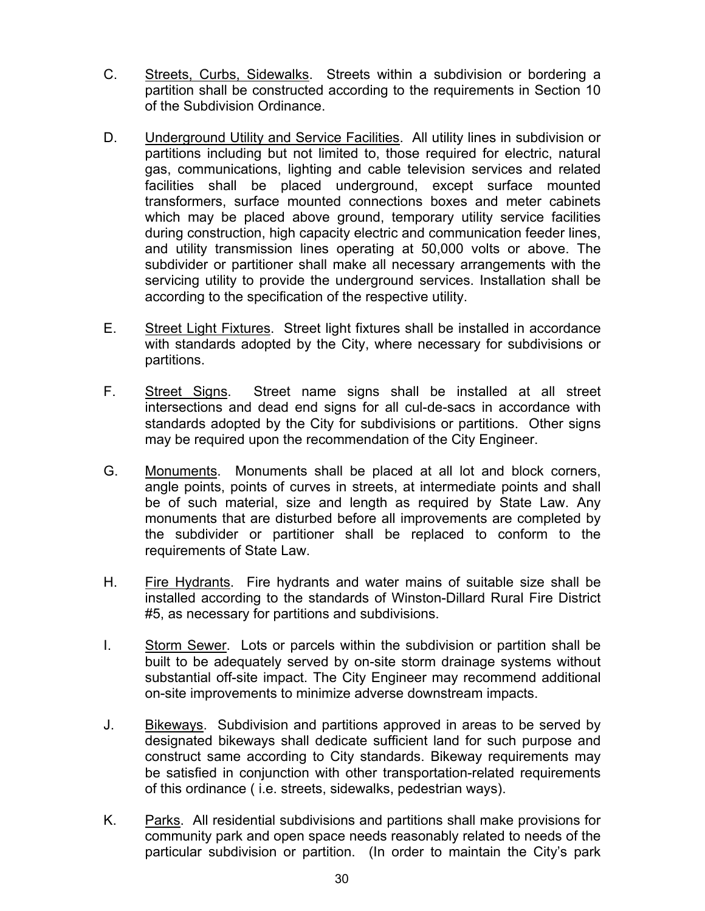C. <u>Streets, Curbs, Sidewalks</u>. Streets within a subdivision or bordering a partition shall be constructed according to the requirements in Section 10 of the Subdivision Ordinance.

D. <u>Underground Utility and Service Facilities</u>. All utility lines in subdivision or partitions including but not limited to, those required for electric, natural gas, communications, lighting and cable television services and related facilities shall be placed underground, except surface mounted transformers, surface mounted connections boxes and meter cabinets which may be placed above ground, temporary utility service facilities during construction, high capacity electric and communication feeder lines, and utility transmission lines operating at 50,000 volts or above. The subdivider or partitioner shall make all necessary arrangements with the servicing utility to provide the underground services. Installation shall be according to the specification of the respective utility.

E. <u>Street Light Fixtures</u>. Street light fixtures shall be installed in accordance with standards adopted by the City, where necessary for subdivisions or partitions.

F. <u>Street Signs</u>. Street name signs shall be installed at all street intersections and dead end signs for all cul-de-sacs in accordance with standards adopted by the City for subdivisions or partitions. Other signs may be required upon the recommendation of the City Engineer.

G. <u>Monuments</u>. Monuments shall be placed at all lot and block corners, angle points, points of curves in streets, at intermediate points and shall be of such material, size and length as required by State Law. Any monuments that are disturbed before all improvements are completed by the subdivider or partitioner shall be replaced to conform to the requirements of State Law.

H. <u>Fire Hydrants</u>. Fire hydrants and water mains of suitable size shall be installed according to the standards of Winston-Dillard Rural Fire District #5, as necessary for partitions and subdivisions.

I. <u>Storm Sewer</u>. Lots or parcels within the subdivision or partition shall be built to be adequately served by on-site storm drainage systems without substantial off-site impact. The City Engineer may recommend additional on-site improvements to minimize adverse downstream impacts.

J. <u>Bikeways</u>. Subdivision and partitions approved in areas to be served by designated bikeways shall dedicate sufficient land for such purpose and construct same according to City standards. Bikeway requirements may be satisfied in conjunction with other transportation-related requirements of this ordinance ( i.e. streets, sidewalks, pedestrian ways).

K. <u>Parks</u>. All residential subdivisions and partitions shall make provisions for community park and open space needs reasonably related to needs of the particular subdivision or partition. (In order to maintain the City's park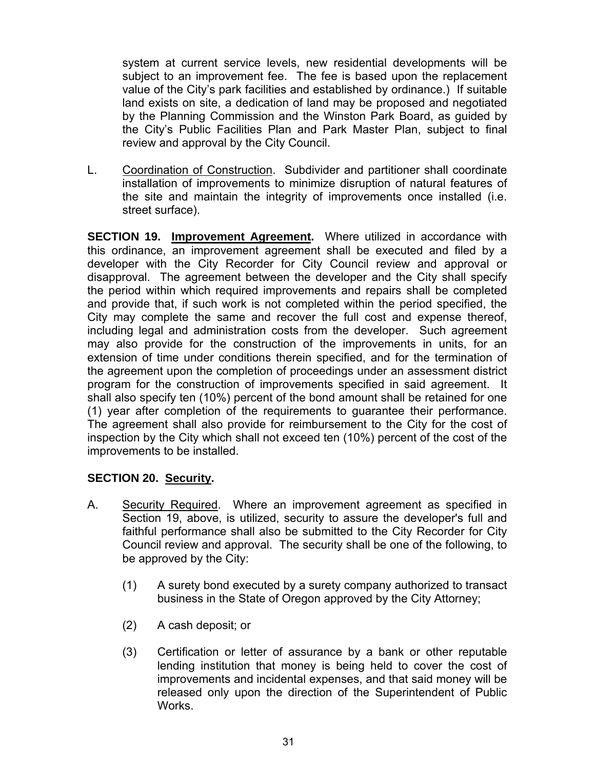system at current service levels, new residential developments will be subject to an improvement fee. The fee is based upon the replacement value of the City's park facilities and established by ordinance.) If suitable land exists on site, a dedication of land may be proposed and negotiated by the Planning Commission and the Winston Park Board, as guided by the City's Public Facilities Plan and Park Master Plan, subject to final review and approval by the City Council.

L. Coordination of Construction. Subdivider and partitioner shall coordinate installation of improvements to minimize disruption of natural features of the site and maintain the integrity of improvements once installed (i.e. street surface).

**SECTION 19. Improvement Agreement.** Where utilized in accordance with this ordinance, an improvement agreement shall be executed and filed by a developer with the City Recorder for City Council review and approval or disapproval. The agreement between the developer and the City shall specify the period within which required improvements and repairs shall be completed and provide that, if such work is not completed within the period specified, the City may complete the same and recover the full cost and expense thereof, including legal and administration costs from the developer. Such agreement may also provide for the construction of the improvements in units, for an extension of time under conditions therein specified, and for the termination of the agreement upon the completion of proceedings under an assessment district program for the construction of improvements specified in said agreement. It shall also specify ten (10%) percent of the bond amount shall be retained for one (1) year after completion of the requirements to guarantee their performance. The agreement shall also provide for reimbursement to the City for the cost of inspection by the City which shall not exceed ten (10%) percent of the cost of the improvements to be installed.

**SECTION 20. Security.**

A. Security Required. Where an improvement agreement as specified in Section 19, above, is utilized, security to assure the developer's full and faithful performance shall also be submitted to the City Recorder for City Council review and approval. The security shall be one of the following, to be approved by the City:

(1) A surety bond executed by a surety company authorized to transact business in the State of Oregon approved by the City Attorney;

(2) A cash deposit; or

(3) Certification or letter of assurance by a bank or other reputable lending institution that money is being held to cover the cost of improvements and incidental expenses, and that said money will be released only upon the direction of the Superintendent of Public Works.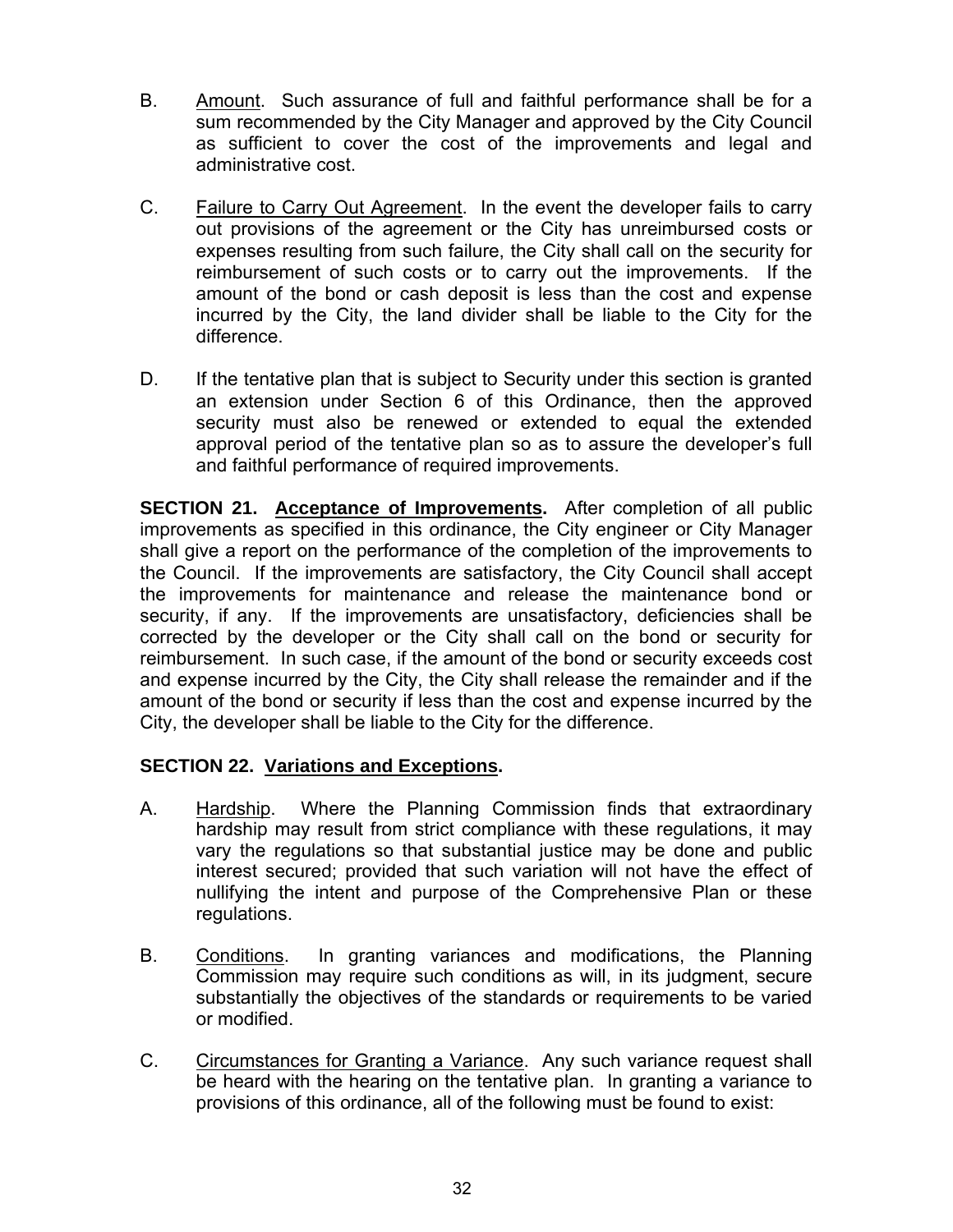B. Amount. Such assurance of full and faithful performance shall be for a sum recommended by the City Manager and approved by the City Council as sufficient to cover the cost of the improvements and legal and administrative cost.

C. Failure to Carry Out Agreement. In the event the developer fails to carry out provisions of the agreement or the City has unreimbursed costs or expenses resulting from such failure, the City shall call on the security for reimbursement of such costs or to carry out the improvements. If the amount of the bond or cash deposit is less than the cost and expense incurred by the City, the land divider shall be liable to the City for the difference.

D. If the tentative plan that is subject to Security under this section is granted an extension under Section 6 of this Ordinance, then the approved security must also be renewed or extended to equal the extended approval period of the tentative plan so as to assure the developer's full and faithful performance of required improvements.

**SECTION 21. Acceptance of Improvements.** After completion of all public improvements as specified in this ordinance, the City engineer or City Manager shall give a report on the performance of the completion of the improvements to the Council. If the improvements are satisfactory, the City Council shall accept the improvements for maintenance and release the maintenance bond or security, if any. If the improvements are unsatisfactory, deficiencies shall be corrected by the developer or the City shall call on the bond or security for reimbursement. In such case, if the amount of the bond or security exceeds cost and expense incurred by the City, the City shall release the remainder and if the amount of the bond or security if less than the cost and expense incurred by the City, the developer shall be liable to the City for the difference.

**SECTION 22. Variations and Exceptions.**

A. Hardship. Where the Planning Commission finds that extraordinary hardship may result from strict compliance with these regulations, it may vary the regulations so that substantial justice may be done and public interest secured; provided that such variation will not have the effect of nullifying the intent and purpose of the Comprehensive Plan or these regulations.

B. Conditions. In granting variances and modifications, the Planning Commission may require such conditions as will, in its judgment, secure substantially the objectives of the standards or requirements to be varied or modified.

C. Circumstances for Granting a Variance. Any such variance request shall be heard with the hearing on the tentative plan. In granting a variance to provisions of this ordinance, all of the following must be found to exist: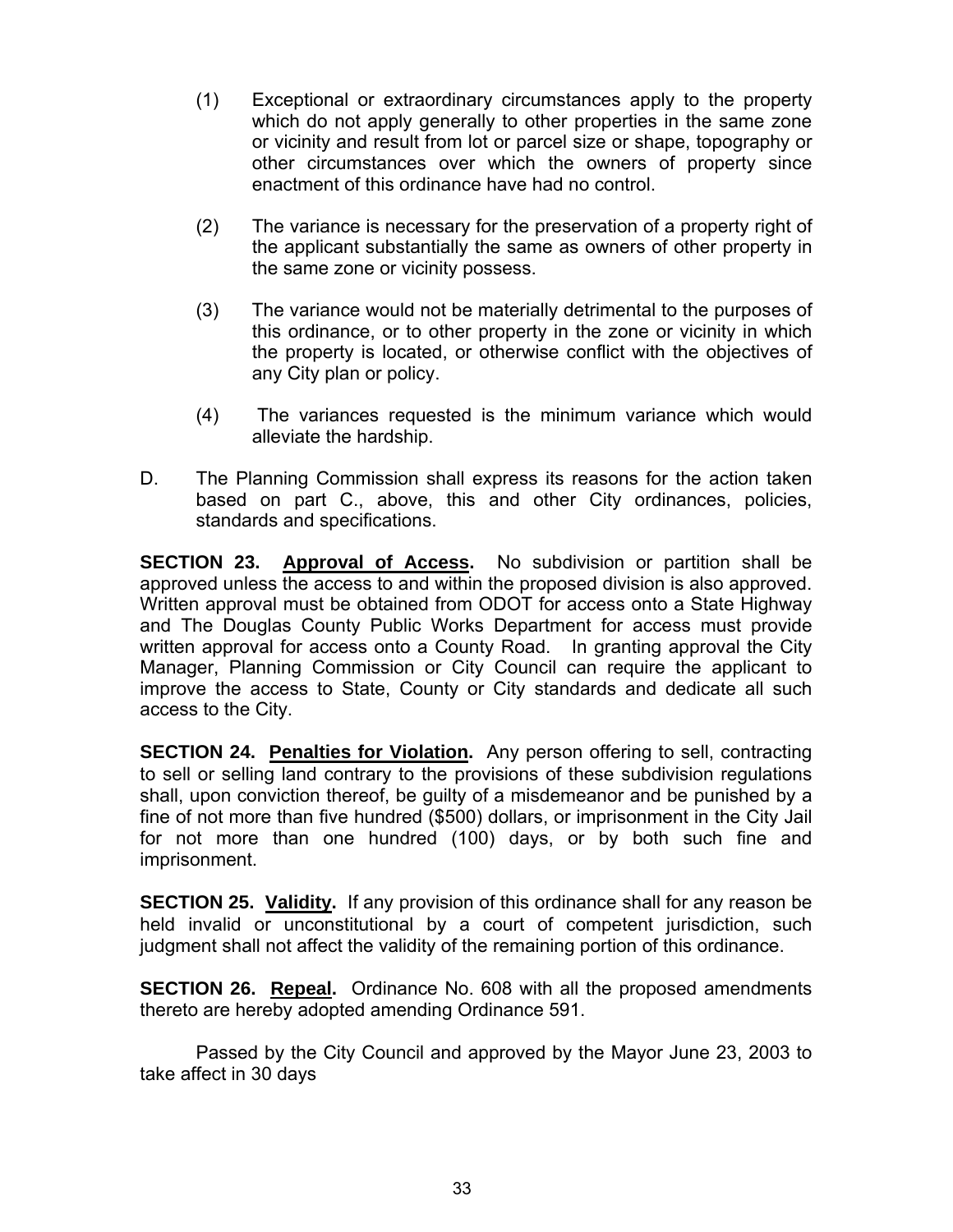(1) Exceptional or extraordinary circumstances apply to the property which do not apply generally to other properties in the same zone or vicinity and result from lot or parcel size or shape, topography or other circumstances over which the owners of property since enactment of this ordinance have had no control.

(2) The variance is necessary for the preservation of a property right of the applicant substantially the same as owners of other property in the same zone or vicinity possess.

(3) The variance would not be materially detrimental to the purposes of this ordinance, or to other property in the zone or vicinity in which the property is located, or otherwise conflict with the objectives of any City plan or policy.

(4) The variances requested is the minimum variance which would alleviate the hardship.

D. The Planning Commission shall express its reasons for the action taken based on part C., above, this and other City ordinances, policies, standards and specifications.

**SECTION 23. <u>Approval of Access</u>.** No subdivision or partition shall be approved unless the access to and within the proposed division is also approved. Written approval must be obtained from ODOT for access onto a State Highway and The Douglas County Public Works Department for access must provide written approval for access onto a County Road. In granting approval the City Manager, Planning Commission or City Council can require the applicant to improve the access to State, County or City standards and dedicate all such access to the City.

**SECTION 24. <u>Penalties for Violation</u>.** Any person offering to sell, contracting to sell or selling land contrary to the provisions of these subdivision regulations shall, upon conviction thereof, be guilty of a misdemeanor and be punished by a fine of not more than five hundred ($500) dollars, or imprisonment in the City Jail for not more than one hundred (100) days, or by both such fine and imprisonment.

**SECTION 25. <u>Validity</u>.** If any provision of this ordinance shall for any reason be held invalid or unconstitutional by a court of competent jurisdiction, such judgment shall not affect the validity of the remaining portion of this ordinance.

**SECTION 26. <u>Repeal</u>.** Ordinance No. 608 with all the proposed amendments thereto are hereby adopted amending Ordinance 591.

Passed by the City Council and approved by the Mayor June 23, 2003 to take affect in 30 days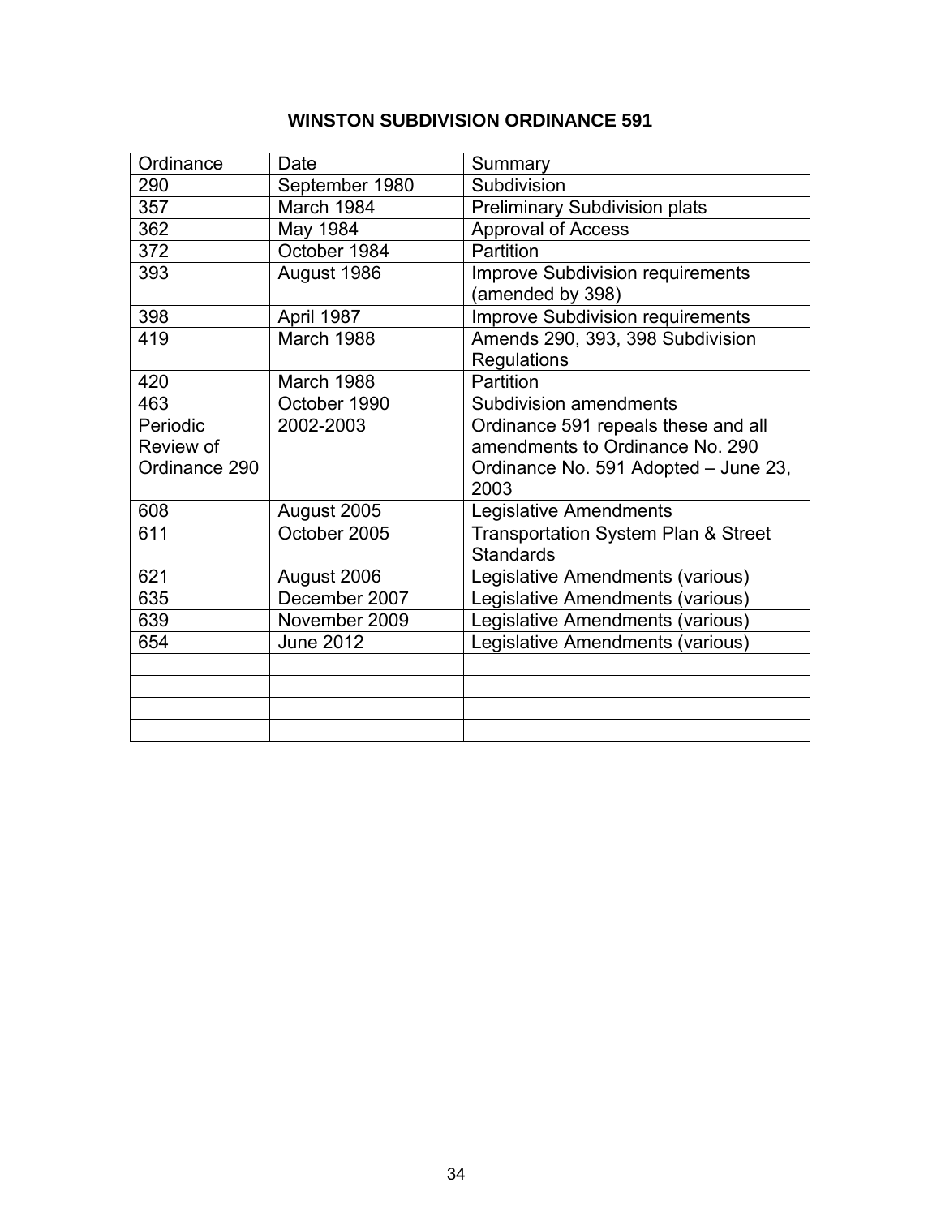# WINSTON SUBDIVISION ORDINANCE 591

| Ordinance | Date | Summary |
|---|---|---|
| 290 | September 1980 | Subdivision |
| 357 | March 1984 | Preliminary Subdivision plats |
| 362 | May 1984 | Approval of Access |
| 372 | October 1984 | Partition |
| 393 | August 1986 | Improve Subdivision requirements (amended by 398) |
| 398 | April 1987 | Improve Subdivision requirements |
| 419 | March 1988 | Amends 290, 393, 398 Subdivision Regulations |
| 420 | March 1988 | Partition |
| 463 | October 1990 | Subdivision amendments |
| Periodic Review of Ordinance 290 | 2002-2003 | Ordinance 591 repeals these and all amendments to Ordinance No. 290 Ordinance No. 591 Adopted – June 23, 2003 |
| 608 | August 2005 | Legislative Amendments |
| 611 | October 2005 | Transportation System Plan & Street Standards |
| 621 | August 2006 | Legislative Amendments (various) |
| 635 | December 2007 | Legislative Amendments (various) |
| 639 | November 2009 | Legislative Amendments (various) |
| 654 | June 2012 | Legislative Amendments (various) |
| | | |
| | | |
| | | |
| | | |